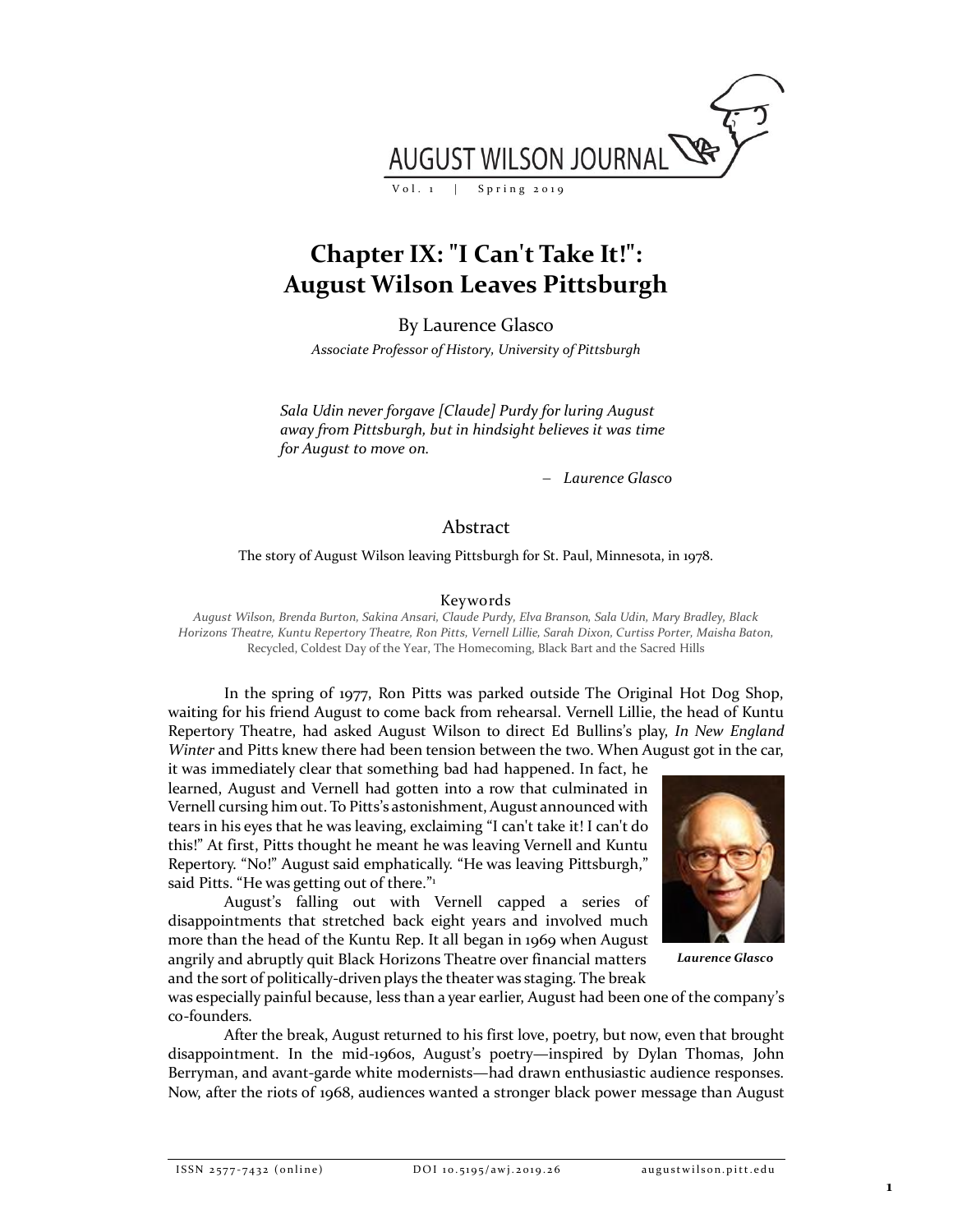# Chapter IX: "I Can't Take It!": August Wilson Leaves Pittsburgh

By Laurence Glasco

*Associate Professor of History, University of Pittsburgh*

> *Sala Udin never forgave [Claude] Purdy for luring August away from Pittsburgh, but in hindsight believes it was time for August to move on.*
>
> – *Laurence Glasco*

## Abstract

The story of August Wilson leaving Pittsburgh for St. Paul, Minnesota, in 1978.

### Keywords

*August Wilson, Brenda Burton, Sakina Ansari, Claude Purdy, Elva Branson, Sala Udin, Mary Bradley, Black Horizons Theatre, Kuntu Repertory Theatre, Ron Pitts, Vernell Lillie, Sarah Dixon, Curtiss Porter, Maisha Baton,* Recycled, Coldest Day of the Year, The Homecoming, Black Bart and the Sacred Hills

In the spring of 1977, Ron Pitts was parked outside The Original Hot Dog Shop, waiting for his friend August to come back from rehearsal. Vernell Lillie, the head of Kuntu Repertory Theatre, had asked August Wilson to direct Ed Bullins's play, *In New England Winter* and Pitts knew there had been tension between the two. When August got in the car, it was immediately clear that something bad had happened. In fact, he learned, August and Vernell had gotten into a row that culminated in Vernell cursing him out. To Pitts's astonishment, August announced with tears in his eyes that he was leaving, exclaiming "I can't take it! I can't do this!" At first, Pitts thought he meant he was leaving Vernell and Kuntu Repertory. "No!" August said emphatically. "He was leaving Pittsburgh," said Pitts. "He was getting out of there."[1]

*Laurence Glasco*

August's falling out with Vernell capped a series of disappointments that stretched back eight years and involved much more than the head of the Kuntu Rep. It all began in 1969 when August angrily and abruptly quit Black Horizons Theatre over financial matters and the sort of politically-driven plays the theater was staging. The break was especially painful because, less than a year earlier, August had been one of the company's co-founders.

After the break, August returned to his first love, poetry, but now, even that brought disappointment. In the mid-1960s, August's poetry—inspired by Dylan Thomas, John Berryman, and avant-garde white modernists—had drawn enthusiastic audience responses. Now, after the riots of 1968, audiences wanted a stronger black power message than August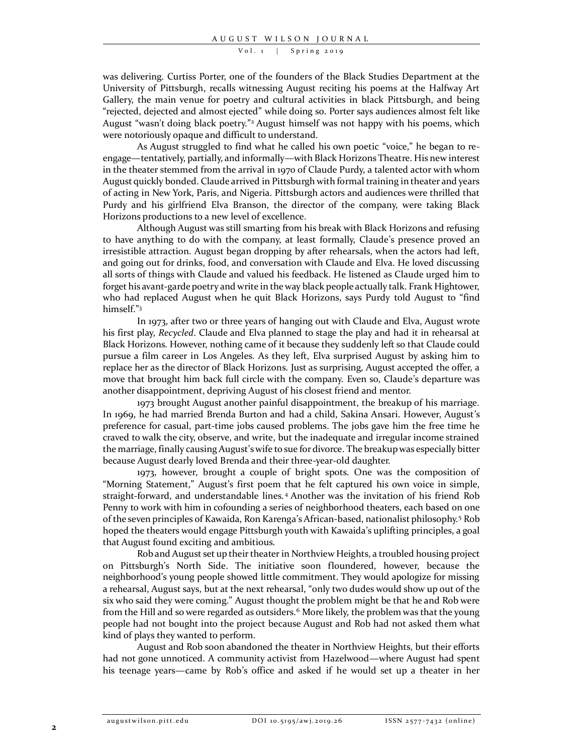was delivering. Curtiss Porter, one of the founders of the Black Studies Department at the University of Pittsburgh, recalls witnessing August reciting his poems at the Halfway Art Gallery, the main venue for poetry and cultural activities in black Pittsburgh, and being "rejected, dejected and almost ejected" while doing so. Porter says audiences almost felt like August "wasn't doing black poetry."[2] August himself was not happy with his poems, which were notoriously opaque and difficult to understand.

As August struggled to find what he called his own poetic "voice," he began to re-engage—tentatively, partially, and informally—with Black Horizons Theatre. His new interest in the theater stemmed from the arrival in 1970 of Claude Purdy, a talented actor with whom August quickly bonded. Claude arrived in Pittsburgh with formal training in theater and years of acting in New York, Paris, and Nigeria. Pittsburgh actors and audiences were thrilled that Purdy and his girlfriend Elva Branson, the director of the company, were taking Black Horizons productions to a new level of excellence.

Although August was still smarting from his break with Black Horizons and refusing to have anything to do with the company, at least formally, Claude's presence proved an irresistible attraction. August began dropping by after rehearsals, when the actors had left, and going out for drinks, food, and conversation with Claude and Elva. He loved discussing all sorts of things with Claude and valued his feedback. He listened as Claude urged him to forget his avant-garde poetry and write in the way black people actually talk. Frank Hightower, who had replaced August when he quit Black Horizons, says Purdy told August to "find himself."[3]

In 1973, after two or three years of hanging out with Claude and Elva, August wrote his first play, *Recycled*. Claude and Elva planned to stage the play and had it in rehearsal at Black Horizons. However, nothing came of it because they suddenly left so that Claude could pursue a film career in Los Angeles. As they left, Elva surprised August by asking him to replace her as the director of Black Horizons. Just as surprising, August accepted the offer, a move that brought him back full circle with the company. Even so, Claude's departure was another disappointment, depriving August of his closest friend and mentor.

1973 brought August another painful disappointment, the breakup of his marriage. In 1969, he had married Brenda Burton and had a child, Sakina Ansari. However, August's preference for casual, part-time jobs caused problems. The jobs gave him the free time he craved to walk the city, observe, and write, but the inadequate and irregular income strained the marriage, finally causing August's wife to sue for divorce. The breakup was especially bitter because August dearly loved Brenda and their three-year-old daughter.

1973, however, brought a couple of bright spots. One was the composition of "Morning Statement," August's first poem that he felt captured his own voice in simple, straight-forward, and understandable lines.[4] Another was the invitation of his friend Rob Penny to work with him in cofounding a series of neighborhood theaters, each based on one of the seven principles of Kawaida, Ron Karenga's African-based, nationalist philosophy.[5] Rob hoped the theaters would engage Pittsburgh youth with Kawaida's uplifting principles, a goal that August found exciting and ambitious.

Rob and August set up their theater in Northview Heights, a troubled housing project on Pittsburgh's North Side. The initiative soon floundered, however, because the neighborhood's young people showed little commitment. They would apologize for missing a rehearsal, August says, but at the next rehearsal, "only two dudes would show up out of the six who said they were coming." August thought the problem might be that he and Rob were from the Hill and so were regarded as outsiders.[6] More likely, the problem was that the young people had not bought into the project because August and Rob had not asked them what kind of plays they wanted to perform.

August and Rob soon abandoned the theater in Northview Heights, but their efforts had not gone unnoticed. A community activist from Hazelwood—where August had spent his teenage years—came by Rob's office and asked if he would set up a theater in her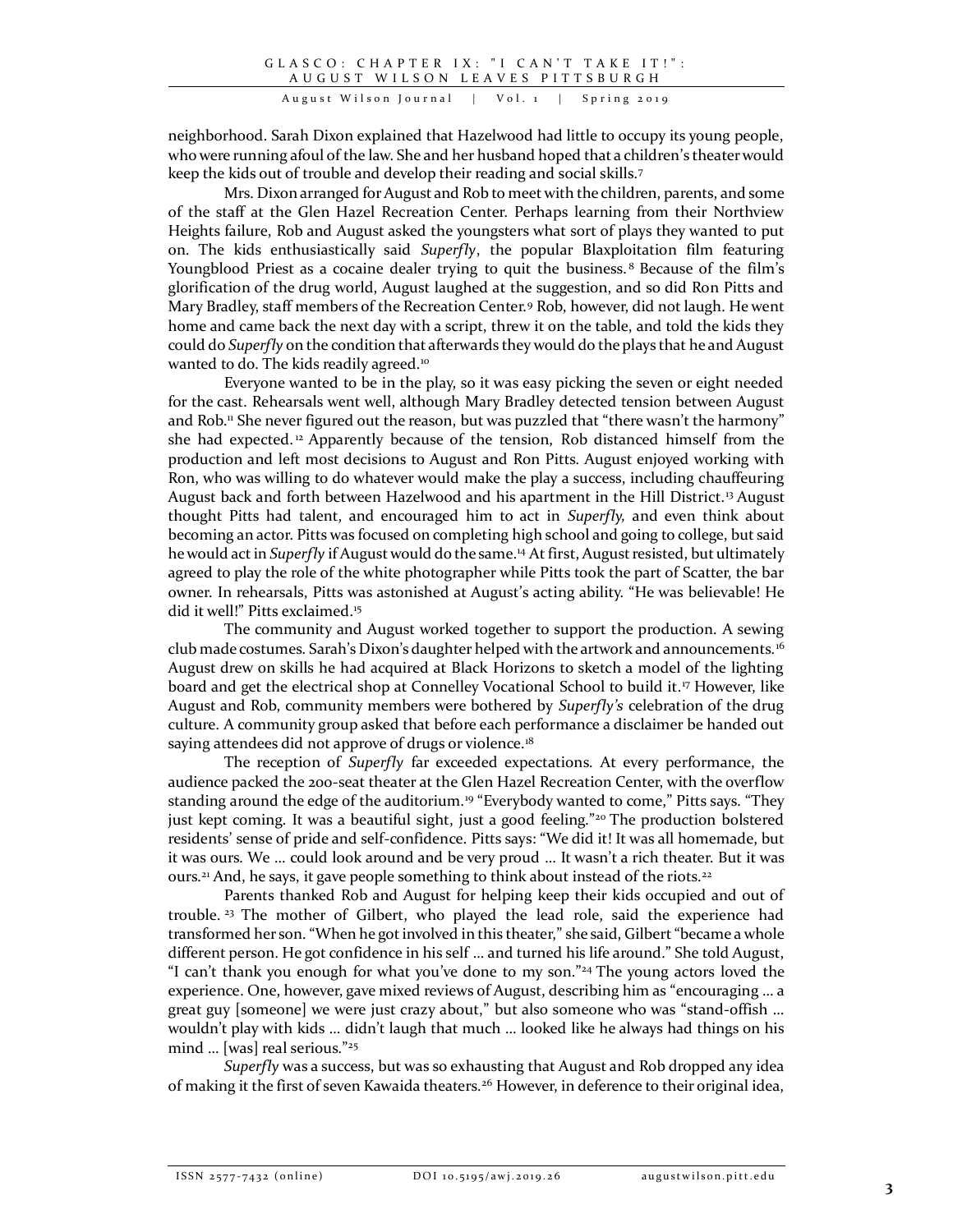neighborhood. Sarah Dixon explained that Hazelwood had little to occupy its young people, who were running afoul of the law. She and her husband hoped that a children's theater would keep the kids out of trouble and develop their reading and social skills.[7]

Mrs. Dixon arranged for August and Rob to meet with the children, parents, and some of the staff at the Glen Hazel Recreation Center. Perhaps learning from their Northview Heights failure, Rob and August asked the youngsters what sort of plays they wanted to put on. The kids enthusiastically said *Superfly*, the popular Blaxploitation film featuring Youngblood Priest as a cocaine dealer trying to quit the business.[8] Because of the film's glorification of the drug world, August laughed at the suggestion, and so did Ron Pitts and Mary Bradley, staff members of the Recreation Center.[9] Rob, however, did not laugh. He went home and came back the next day with a script, threw it on the table, and told the kids they could do *Superfly* on the condition that afterwards they would do the plays that he and August wanted to do. The kids readily agreed.[10]

Everyone wanted to be in the play, so it was easy picking the seven or eight needed for the cast. Rehearsals went well, although Mary Bradley detected tension between August and Rob.[11] She never figured out the reason, but was puzzled that "there wasn't the harmony" she had expected.[12] Apparently because of the tension, Rob distanced himself from the production and left most decisions to August and Ron Pitts. August enjoyed working with Ron, who was willing to do whatever would make the play a success, including chauffeuring August back and forth between Hazelwood and his apartment in the Hill District.[13] August thought Pitts had talent, and encouraged him to act in *Superfly,* and even think about becoming an actor. Pitts was focused on completing high school and going to college, but said he would act in *Superfly* if August would do the same.[14] At first, August resisted, but ultimately agreed to play the role of the white photographer while Pitts took the part of Scatter, the bar owner. In rehearsals, Pitts was astonished at August's acting ability. "He was believable! He did it well!" Pitts exclaimed.[15]

The community and August worked together to support the production. A sewing club made costumes. Sarah's Dixon's daughter helped with the artwork and announcements.[16] August drew on skills he had acquired at Black Horizons to sketch a model of the lighting board and get the electrical shop at Connelley Vocational School to build it.[17] However, like August and Rob, community members were bothered by *Superfly's* celebration of the drug culture. A community group asked that before each performance a disclaimer be handed out saying attendees did not approve of drugs or violence.[18]

The reception of *Superfly* far exceeded expectations. At every performance, the audience packed the 200-seat theater at the Glen Hazel Recreation Center, with the overflow standing around the edge of the auditorium.[19] "Everybody wanted to come," Pitts says. "They just kept coming. It was a beautiful sight, just a good feeling."[20] The production bolstered residents' sense of pride and self-confidence. Pitts says: "We did it! It was all homemade, but it was ours. We ... could look around and be very proud ... It wasn't a rich theater. But it was ours.[21] And, he says, it gave people something to think about instead of the riots.[22]

Parents thanked Rob and August for helping keep their kids occupied and out of trouble.[23] The mother of Gilbert, who played the lead role, said the experience had transformed her son. "When he got involved in this theater," she said, Gilbert "became a whole different person. He got confidence in his self ... and turned his life around." She told August, "I can't thank you enough for what you've done to my son."[24] The young actors loved the experience. One, however, gave mixed reviews of August, describing him as "encouraging ... a great guy [someone] we were just crazy about," but also someone who was "stand-offish ... wouldn't play with kids ... didn't laugh that much ... looked like he always had things on his mind ... [was] real serious."[25]

*Superfly* was a success, but was so exhausting that August and Rob dropped any idea of making it the first of seven Kawaida theaters.[26] However, in deference to their original idea,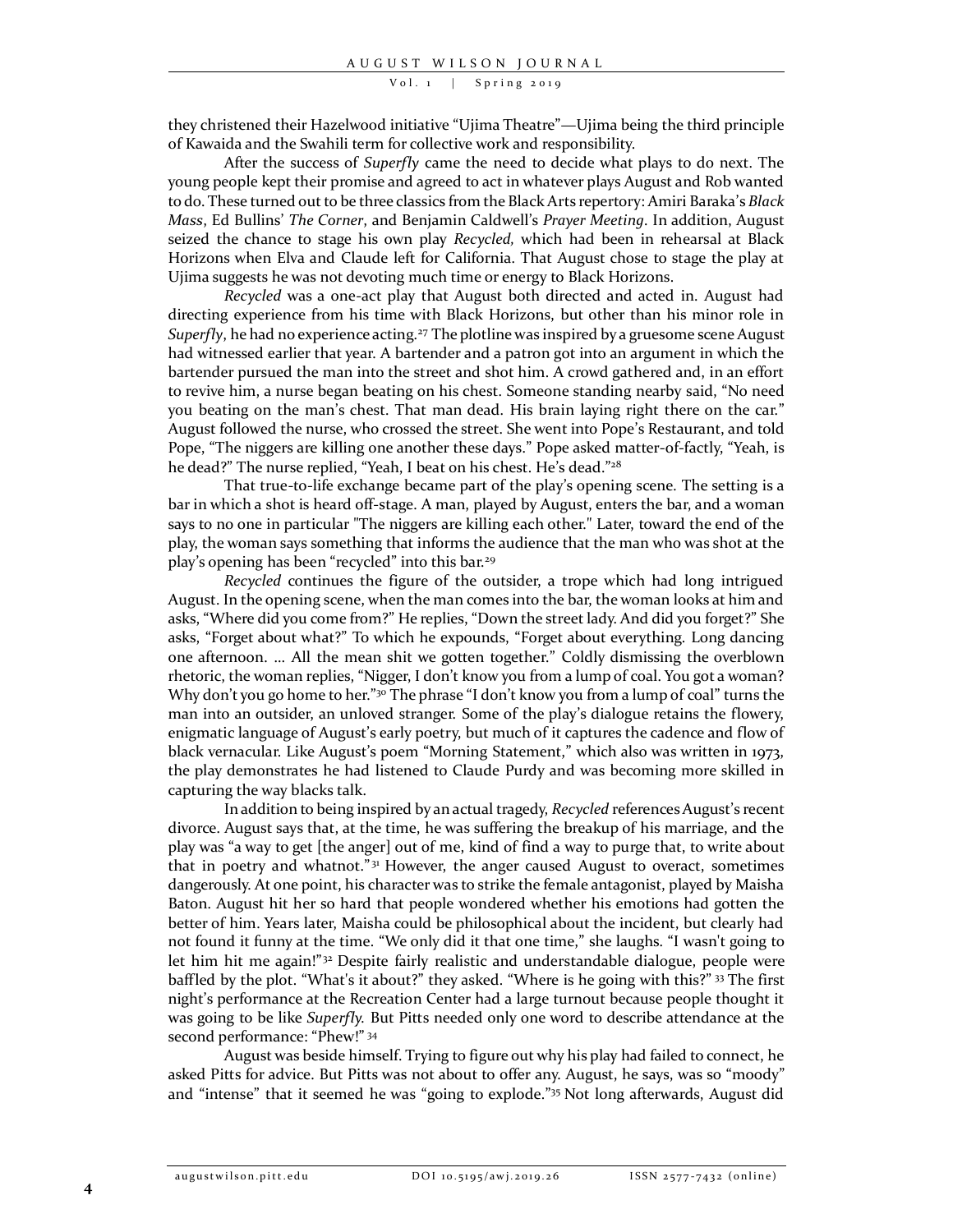they christened their Hazelwood initiative "Ujima Theatre"—Ujima being the third principle of Kawaida and the Swahili term for collective work and responsibility.

After the success of *Superfly* came the need to decide what plays to do next. The young people kept their promise and agreed to act in whatever plays August and Rob wanted to do. These turned out to be three classics from the Black Arts repertory: Amiri Baraka's *Black Mass*, Ed Bullins' *The Corner*, and Benjamin Caldwell's *Prayer Meeting*. In addition, August seized the chance to stage his own play *Recycled,* which had been in rehearsal at Black Horizons when Elva and Claude left for California. That August chose to stage the play at Ujima suggests he was not devoting much time or energy to Black Horizons.

*Recycled* was a one-act play that August both directed and acted in. August had directing experience from his time with Black Horizons, but other than his minor role in *Superfly*, he had no experience acting.[27] The plotline was inspired by a gruesome scene August had witnessed earlier that year. A bartender and a patron got into an argument in which the bartender pursued the man into the street and shot him. A crowd gathered and, in an effort to revive him, a nurse began beating on his chest. Someone standing nearby said, "No need you beating on the man's chest. That man dead. His brain laying right there on the car." August followed the nurse, who crossed the street. She went into Pope's Restaurant, and told Pope, "The niggers are killing one another these days." Pope asked matter-of-factly, "Yeah, is he dead?" The nurse replied, "Yeah, I beat on his chest. He's dead."[28]

That true-to-life exchange became part of the play's opening scene. The setting is a bar in which a shot is heard off-stage. A man, played by August, enters the bar, and a woman says to no one in particular "The niggers are killing each other." Later, toward the end of the play, the woman says something that informs the audience that the man who was shot at the play's opening has been "recycled" into this bar.[29]

*Recycled* continues the figure of the outsider, a trope which had long intrigued August. In the opening scene, when the man comes into the bar, the woman looks at him and asks, "Where did you come from?" He replies, "Down the street lady. And did you forget?" She asks, "Forget about what?" To which he expounds, "Forget about everything. Long dancing one afternoon. ... All the mean shit we gotten together." Coldly dismissing the overblown rhetoric, the woman replies, "Nigger, I don't know you from a lump of coal. You got a woman? Why don't you go home to her."[30] The phrase "I don't know you from a lump of coal" turns the man into an outsider, an unloved stranger. Some of the play's dialogue retains the flowery, enigmatic language of August's early poetry, but much of it captures the cadence and flow of black vernacular. Like August's poem "Morning Statement," which also was written in 1973, the play demonstrates he had listened to Claude Purdy and was becoming more skilled in capturing the way blacks talk.

In addition to being inspired by an actual tragedy, *Recycled* references August's recent divorce. August says that, at the time, he was suffering the breakup of his marriage, and the play was "a way to get [the anger] out of me, kind of find a way to purge that, to write about that in poetry and whatnot."[31] However, the anger caused August to overact, sometimes dangerously. At one point, his character was to strike the female antagonist, played by Maisha Baton. August hit her so hard that people wondered whether his emotions had gotten the better of him. Years later, Maisha could be philosophical about the incident, but clearly had not found it funny at the time. "We only did it that one time," she laughs. "I wasn't going to let him hit me again!"[32] Despite fairly realistic and understandable dialogue, people were baffled by the plot. "What's it about?" they asked. "Where is he going with this?"[33] The first night's performance at the Recreation Center had a large turnout because people thought it was going to be like *Superfly.* But Pitts needed only one word to describe attendance at the second performance: "Phew!"[34]

August was beside himself. Trying to figure out why his play had failed to connect, he asked Pitts for advice. But Pitts was not about to offer any. August, he says, was so "moody" and "intense" that it seemed he was "going to explode."[35] Not long afterwards, August did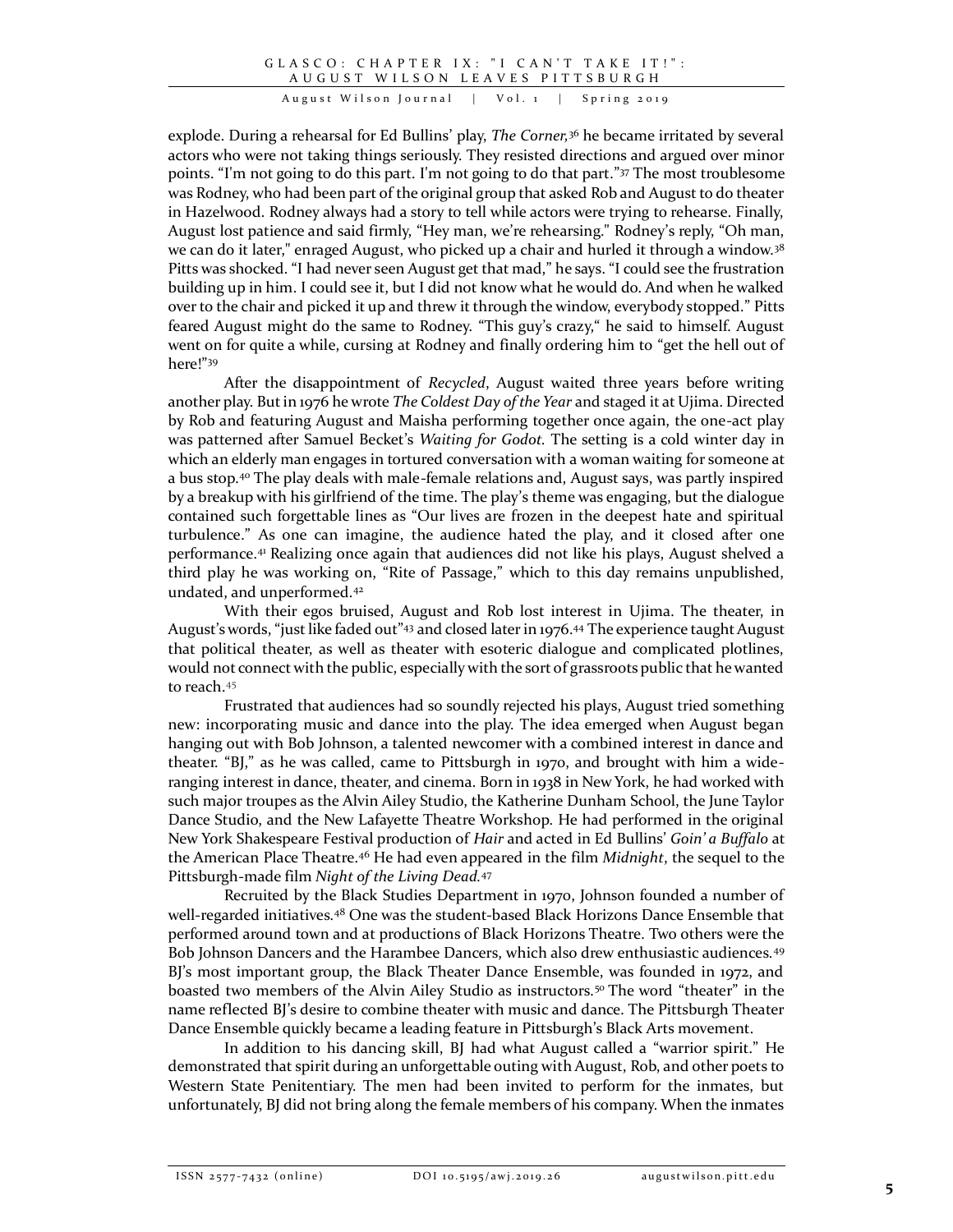explode. During a rehearsal for Ed Bullins' play, *The Corner*,[36] he became irritated by several actors who were not taking things seriously. They resisted directions and argued over minor points. "I'm not going to do this part. I'm not going to do that part."[37] The most troublesome was Rodney, who had been part of the original group that asked Rob and August to do theater in Hazelwood. Rodney always had a story to tell while actors were trying to rehearse. Finally, August lost patience and said firmly, "Hey man, we're rehearsing." Rodney's reply, "Oh man, we can do it later," enraged August, who picked up a chair and hurled it through a window.[38] Pitts was shocked. "I had never seen August get that mad," he says. "I could see the frustration building up in him. I could see it, but I did not know what he would do. And when he walked over to the chair and picked it up and threw it through the window, everybody stopped." Pitts feared August might do the same to Rodney. "This guy's crazy," he said to himself. August went on for quite a while, cursing at Rodney and finally ordering him to "get the hell out of here!"[39]

After the disappointment of *Recycled*, August waited three years before writing another play. But in 1976 he wrote *The Coldest Day of the Year* and staged it at Ujima. Directed by Rob and featuring August and Maisha performing together once again, the one-act play was patterned after Samuel Becket's *Waiting for Godot*. The setting is a cold winter day in which an elderly man engages in tortured conversation with a woman waiting for someone at a bus stop.[40] The play deals with male-female relations and, August says, was partly inspired by a breakup with his girlfriend of the time. The play's theme was engaging, but the dialogue contained such forgettable lines as "Our lives are frozen in the deepest hate and spiritual turbulence." As one can imagine, the audience hated the play, and it closed after one performance.[41] Realizing once again that audiences did not like his plays, August shelved a third play he was working on, "Rite of Passage," which to this day remains unpublished, undated, and unperformed.[42]

With their egos bruised, August and Rob lost interest in Ujima. The theater, in August's words, "just like faded out"[43] and closed later in 1976.[44] The experience taught August that political theater, as well as theater with esoteric dialogue and complicated plotlines, would not connect with the public, especially with the sort of grassroots public that he wanted to reach.[45]

Frustrated that audiences had so soundly rejected his plays, August tried something new: incorporating music and dance into the play. The idea emerged when August began hanging out with Bob Johnson, a talented newcomer with a combined interest in dance and theater. "BJ," as he was called, came to Pittsburgh in 1970, and brought with him a wide-ranging interest in dance, theater, and cinema. Born in 1938 in New York, he had worked with such major troupes as the Alvin Ailey Studio, the Katherine Dunham School, the June Taylor Dance Studio, and the New Lafayette Theatre Workshop. He had performed in the original New York Shakespeare Festival production of *Hair* and acted in Ed Bullins' *Goin' a Buffalo* at the American Place Theatre.[46] He had even appeared in the film *Midnight*, the sequel to the Pittsburgh-made film *Night of the Living Dead*.[47]

Recruited by the Black Studies Department in 1970, Johnson founded a number of well-regarded initiatives.[48] One was the student-based Black Horizons Dance Ensemble that performed around town and at productions of Black Horizons Theatre. Two others were the Bob Johnson Dancers and the Harambee Dancers, which also drew enthusiastic audiences.[49] BJ's most important group, the Black Theater Dance Ensemble, was founded in 1972, and boasted two members of the Alvin Ailey Studio as instructors.[50] The word "theater" in the name reflected BJ's desire to combine theater with music and dance. The Pittsburgh Theater Dance Ensemble quickly became a leading feature in Pittsburgh's Black Arts movement.

In addition to his dancing skill, BJ had what August called a "warrior spirit." He demonstrated that spirit during an unforgettable outing with August, Rob, and other poets to Western State Penitentiary. The men had been invited to perform for the inmates, but unfortunately, BJ did not bring along the female members of his company. When the inmates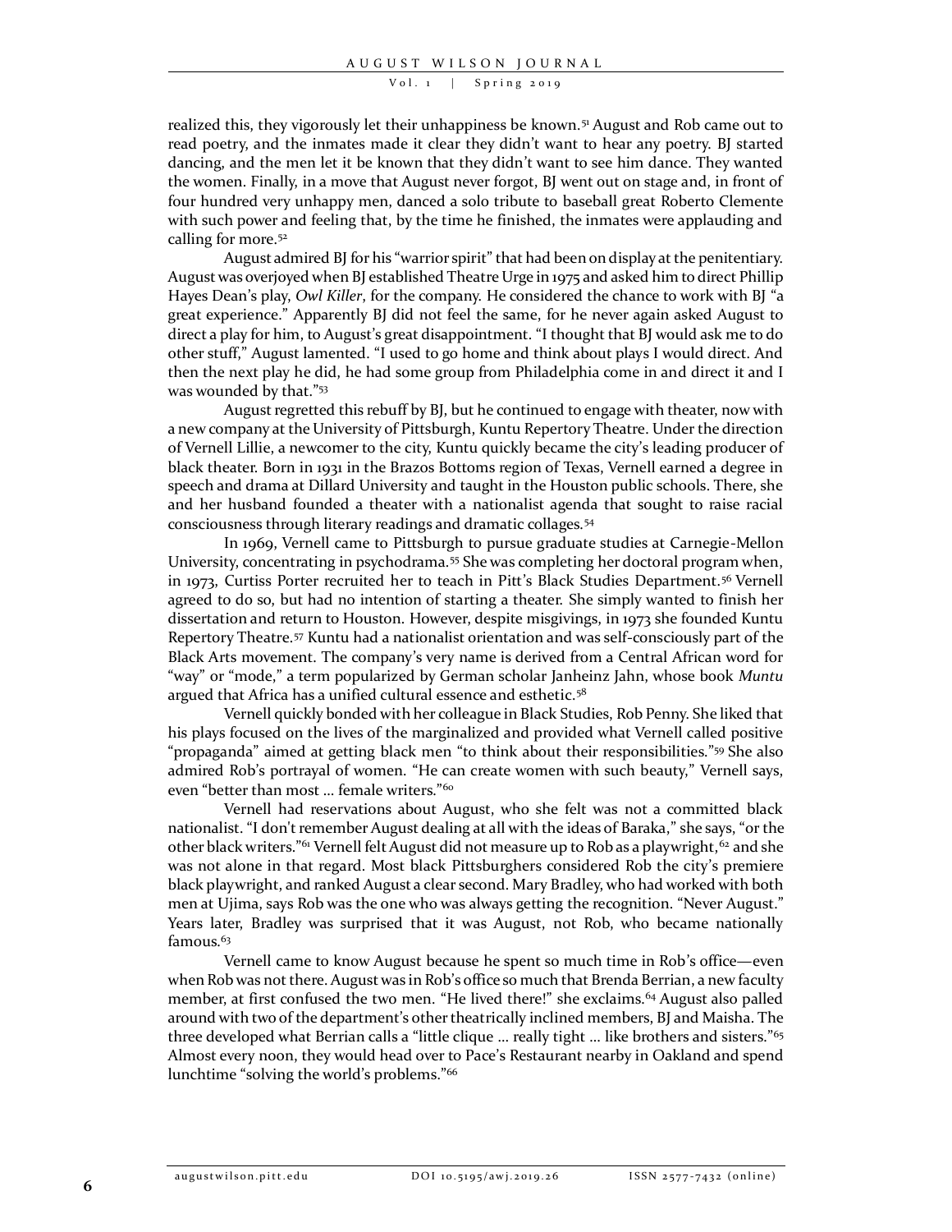realized this, they vigorously let their unhappiness be known.[51] August and Rob came out to read poetry, and the inmates made it clear they didn't want to hear any poetry. BJ started dancing, and the men let it be known that they didn't want to see him dance. They wanted the women. Finally, in a move that August never forgot, BJ went out on stage and, in front of four hundred very unhappy men, danced a solo tribute to baseball great Roberto Clemente with such power and feeling that, by the time he finished, the inmates were applauding and calling for more.[52]

August admired BJ for his "warrior spirit" that had been on display at the penitentiary. August was overjoyed when BJ established Theatre Urge in 1975 and asked him to direct Phillip Hayes Dean's play, *Owl Killer*, for the company. He considered the chance to work with BJ "a great experience." Apparently BJ did not feel the same, for he never again asked August to direct a play for him, to August's great disappointment. "I thought that BJ would ask me to do other stuff," August lamented. "I used to go home and think about plays I would direct. And then the next play he did, he had some group from Philadelphia come in and direct it and I was wounded by that."[53]

August regretted this rebuff by BJ, but he continued to engage with theater, now with a new company at the University of Pittsburgh, Kuntu Repertory Theatre. Under the direction of Vernell Lillie, a newcomer to the city, Kuntu quickly became the city's leading producer of black theater. Born in 1931 in the Brazos Bottoms region of Texas, Vernell earned a degree in speech and drama at Dillard University and taught in the Houston public schools. There, she and her husband founded a theater with a nationalist agenda that sought to raise racial consciousness through literary readings and dramatic collages.[54]

In 1969, Vernell came to Pittsburgh to pursue graduate studies at Carnegie-Mellon University, concentrating in psychodrama.[55] She was completing her doctoral program when, in 1973, Curtiss Porter recruited her to teach in Pitt's Black Studies Department.[56] Vernell agreed to do so, but had no intention of starting a theater. She simply wanted to finish her dissertation and return to Houston. However, despite misgivings, in 1973 she founded Kuntu Repertory Theatre.[57] Kuntu had a nationalist orientation and was self-consciously part of the Black Arts movement. The company's very name is derived from a Central African word for "way" or "mode," a term popularized by German scholar Janheinz Jahn, whose book *Muntu* argued that Africa has a unified cultural essence and esthetic.[58]

Vernell quickly bonded with her colleague in Black Studies, Rob Penny. She liked that his plays focused on the lives of the marginalized and provided what Vernell called positive "propaganda" aimed at getting black men "to think about their responsibilities."[59] She also admired Rob's portrayal of women. "He can create women with such beauty," Vernell says, even "better than most … female writers."[60]

Vernell had reservations about August, who she felt was not a committed black nationalist. "I don't remember August dealing at all with the ideas of Baraka," she says, "or the other black writers."[61] Vernell felt August did not measure up to Rob as a playwright,[62] and she was not alone in that regard. Most black Pittsburghers considered Rob the city's premiere black playwright, and ranked August a clear second. Mary Bradley, who had worked with both men at Ujima, says Rob was the one who was always getting the recognition. "Never August." Years later, Bradley was surprised that it was August, not Rob, who became nationally famous.[63]

Vernell came to know August because he spent so much time in Rob's office—even when Rob was not there. August was in Rob's office so much that Brenda Berrian, a new faculty member, at first confused the two men. "He lived there!" she exclaims.[64] August also palled around with two of the department's other theatrically inclined members, BJ and Maisha. The three developed what Berrian calls a "little clique … really tight … like brothers and sisters."[65] Almost every noon, they would head over to Pace's Restaurant nearby in Oakland and spend lunchtime "solving the world's problems."[66]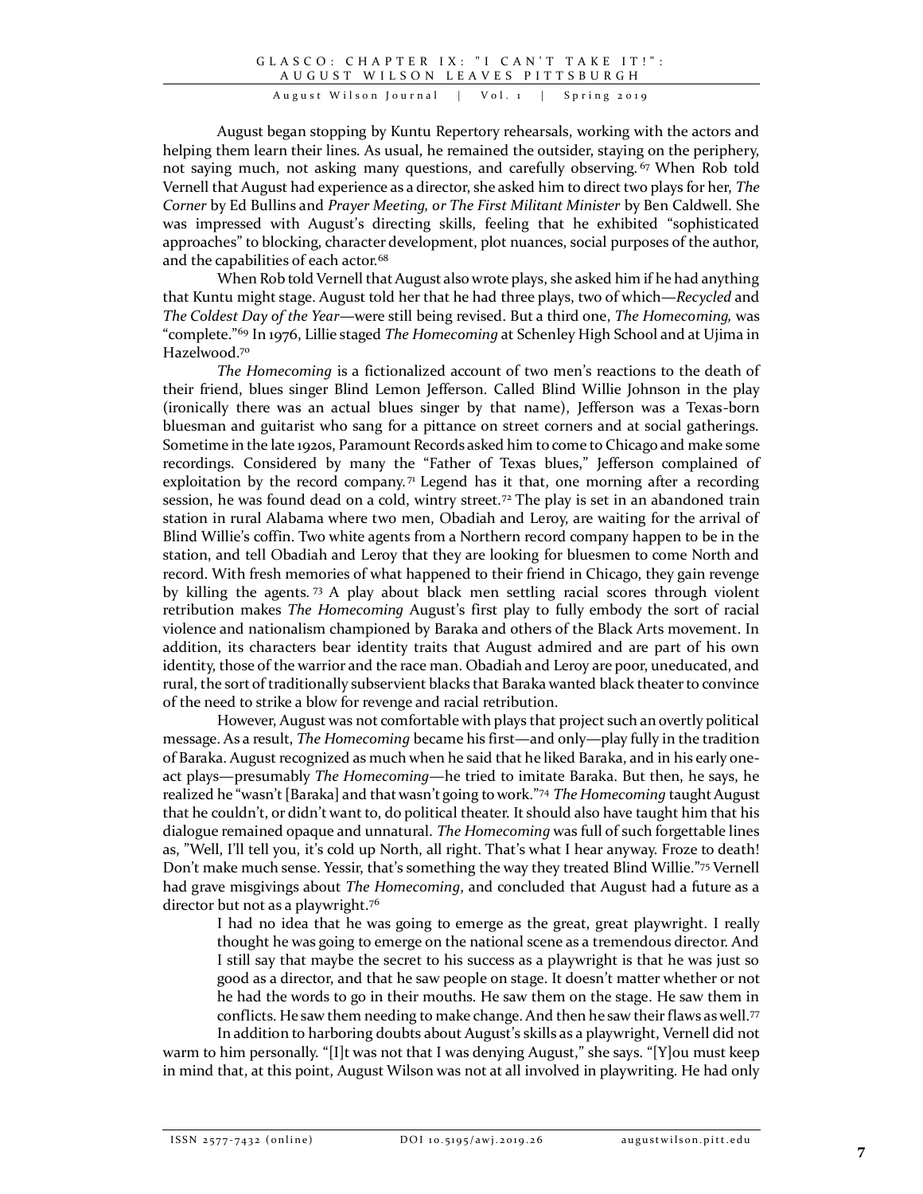August began stopping by Kuntu Repertory rehearsals, working with the actors and helping them learn their lines. As usual, he remained the outsider, staying on the periphery, not saying much, not asking many questions, and carefully observing.[67] When Rob told Vernell that August had experience as a director, she asked him to direct two plays for her, *The Corner* by Ed Bullins and *Prayer Meeting, or The First Militant Minister* by Ben Caldwell. She was impressed with August's directing skills, feeling that he exhibited "sophisticated approaches" to blocking, character development, plot nuances, social purposes of the author, and the capabilities of each actor.[68]

When Rob told Vernell that August also wrote plays, she asked him if he had anything that Kuntu might stage. August told her that he had three plays, two of which—*Recycled* and *The Coldest Day of the Year*—were still being revised. But a third one, *The Homecoming,* was "complete."[69] In 1976, Lillie staged *The Homecoming* at Schenley High School and at Ujima in Hazelwood.[70]

*The Homecoming* is a fictionalized account of two men's reactions to the death of their friend, blues singer Blind Lemon Jefferson. Called Blind Willie Johnson in the play (ironically there was an actual blues singer by that name), Jefferson was a Texas-born bluesman and guitarist who sang for a pittance on street corners and at social gatherings. Sometime in the late 1920s, Paramount Records asked him to come to Chicago and make some recordings. Considered by many the "Father of Texas blues," Jefferson complained of exploitation by the record company.[71] Legend has it that, one morning after a recording session, he was found dead on a cold, wintry street.[72] The play is set in an abandoned train station in rural Alabama where two men, Obadiah and Leroy, are waiting for the arrival of Blind Willie's coffin. Two white agents from a Northern record company happen to be in the station, and tell Obadiah and Leroy that they are looking for bluesmen to come North and record. With fresh memories of what happened to their friend in Chicago, they gain revenge by killing the agents.[73] A play about black men settling racial scores through violent retribution makes *The Homecoming* August's first play to fully embody the sort of racial violence and nationalism championed by Baraka and others of the Black Arts movement. In addition, its characters bear identity traits that August admired and are part of his own identity, those of the warrior and the race man. Obadiah and Leroy are poor, uneducated, and rural, the sort of traditionally subservient blacks that Baraka wanted black theater to convince of the need to strike a blow for revenge and racial retribution.

However, August was not comfortable with plays that project such an overtly political message. As a result, *The Homecoming* became his first—and only—play fully in the tradition of Baraka. August recognized as much when he said that he liked Baraka, and in his early one-act plays—presumably *The Homecoming*—he tried to imitate Baraka. But then, he says, he realized he "wasn't [Baraka] and that wasn't going to work."[74] *The Homecoming* taught August that he couldn't, or didn't want to, do political theater. It should also have taught him that his dialogue remained opaque and unnatural. *The Homecoming* was full of such forgettable lines as, "Well, I'll tell you, it's cold up North, all right. That's what I hear anyway. Froze to death! Don't make much sense. Yessir, that's something the way they treated Blind Willie."[75] Vernell had grave misgivings about *The Homecoming*, and concluded that August had a future as a director but not as a playwright.[76]

> I had no idea that he was going to emerge as the great, great playwright. I really thought he was going to emerge on the national scene as a tremendous director. And I still say that maybe the secret to his success as a playwright is that he was just so good as a director, and that he saw people on stage. It doesn't matter whether or not he had the words to go in their mouths. He saw them on the stage. He saw them in conflicts. He saw them needing to make change. And then he saw their flaws as well.[77]

In addition to harboring doubts about August's skills as a playwright, Vernell did not warm to him personally. "[I]t was not that I was denying August," she says. "[Y]ou must keep in mind that, at this point, August Wilson was not at all involved in playwriting. He had only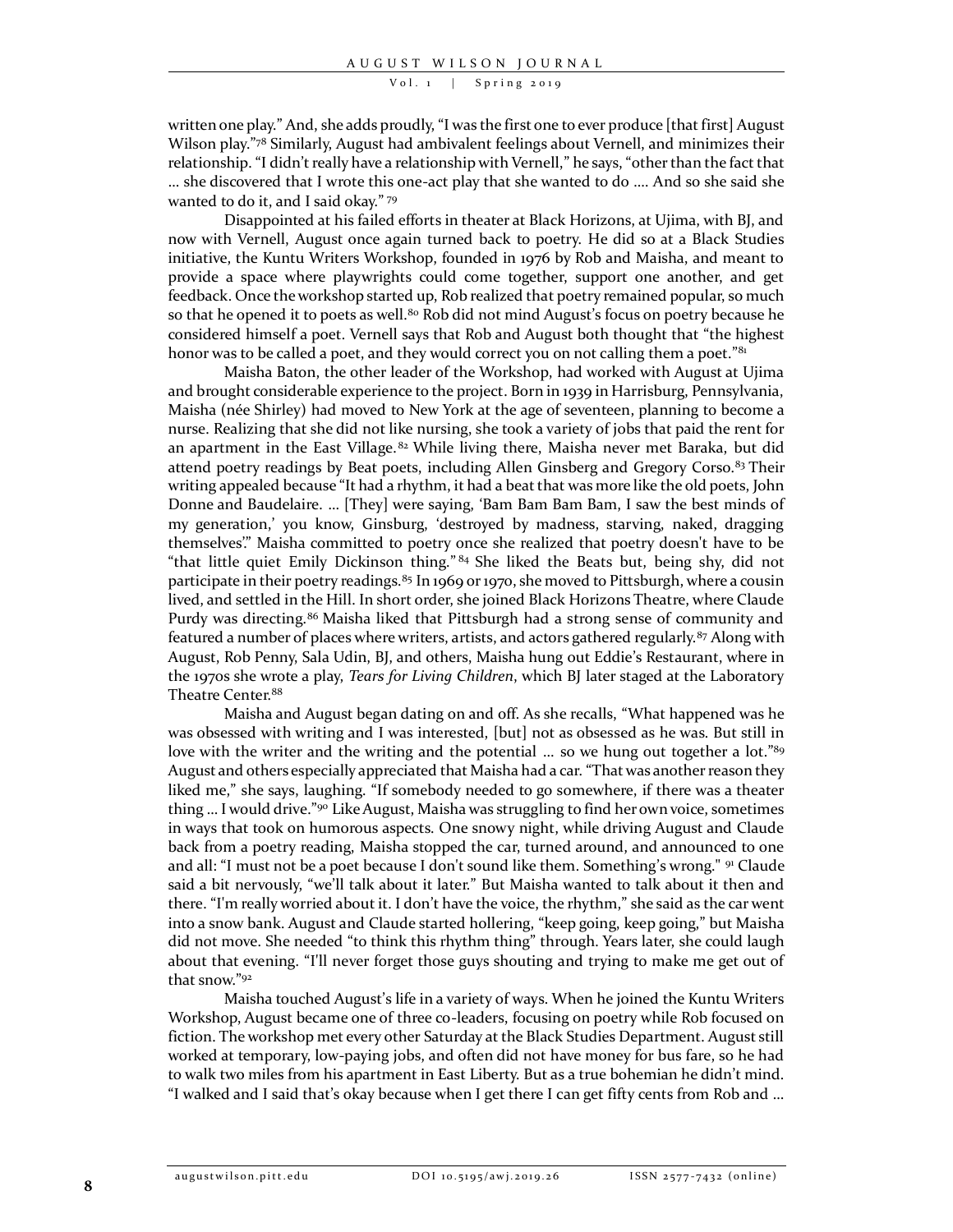written one play." And, she adds proudly, "I was the first one to ever produce [that first] August Wilson play."[78] Similarly, August had ambivalent feelings about Vernell, and minimizes their relationship. "I didn't really have a relationship with Vernell," he says, "other than the fact that … she discovered that I wrote this one-act play that she wanted to do …. And so she said she wanted to do it, and I said okay." [79]

Disappointed at his failed efforts in theater at Black Horizons, at Ujima, with BJ, and now with Vernell, August once again turned back to poetry. He did so at a Black Studies initiative, the Kuntu Writers Workshop, founded in 1976 by Rob and Maisha, and meant to provide a space where playwrights could come together, support one another, and get feedback. Once the workshop started up, Rob realized that poetry remained popular, so much so that he opened it to poets as well.[80] Rob did not mind August's focus on poetry because he considered himself a poet. Vernell says that Rob and August both thought that "the highest honor was to be called a poet, and they would correct you on not calling them a poet."[81]

Maisha Baton, the other leader of the Workshop, had worked with August at Ujima and brought considerable experience to the project. Born in 1939 in Harrisburg, Pennsylvania, Maisha (née Shirley) had moved to New York at the age of seventeen, planning to become a nurse. Realizing that she did not like nursing, she took a variety of jobs that paid the rent for an apartment in the East Village.[82] While living there, Maisha never met Baraka, but did attend poetry readings by Beat poets, including Allen Ginsberg and Gregory Corso.[83] Their writing appealed because "It had a rhythm, it had a beat that was more like the old poets, John Donne and Baudelaire. … [They] were saying, 'Bam Bam Bam Bam, I saw the best minds of my generation,' you know, Ginsburg, 'destroyed by madness, starving, naked, dragging themselves'." Maisha committed to poetry once she realized that poetry doesn't have to be "that little quiet Emily Dickinson thing." [84] She liked the Beats but, being shy, did not participate in their poetry readings.[85] In 1969 or 1970, she moved to Pittsburgh, where a cousin lived, and settled in the Hill. In short order, she joined Black Horizons Theatre, where Claude Purdy was directing.[86] Maisha liked that Pittsburgh had a strong sense of community and featured a number of places where writers, artists, and actors gathered regularly.[87] Along with August, Rob Penny, Sala Udin, BJ, and others, Maisha hung out Eddie's Restaurant, where in the 1970s she wrote a play, *Tears for Living Children*, which BJ later staged at the Laboratory Theatre Center.[88]

Maisha and August began dating on and off. As she recalls, "What happened was he was obsessed with writing and I was interested, [but] not as obsessed as he was. But still in love with the writer and the writing and the potential … so we hung out together a lot."[89] August and others especially appreciated that Maisha had a car. "That was another reason they liked me," she says, laughing. "If somebody needed to go somewhere, if there was a theater thing … I would drive."[90] Like August, Maisha was struggling to find her own voice, sometimes in ways that took on humorous aspects. One snowy night, while driving August and Claude back from a poetry reading, Maisha stopped the car, turned around, and announced to one and all: "I must not be a poet because I don't sound like them. Something's wrong." [91] Claude said a bit nervously, "we'll talk about it later." But Maisha wanted to talk about it then and there. "I'm really worried about it. I don't have the voice, the rhythm," she said as the car went into a snow bank. August and Claude started hollering, "keep going, keep going," but Maisha did not move. She needed "to think this rhythm thing" through. Years later, she could laugh about that evening. "I'll never forget those guys shouting and trying to make me get out of that snow."[92]

Maisha touched August's life in a variety of ways. When he joined the Kuntu Writers Workshop, August became one of three co-leaders, focusing on poetry while Rob focused on fiction. The workshop met every other Saturday at the Black Studies Department. August still worked at temporary, low-paying jobs, and often did not have money for bus fare, so he had to walk two miles from his apartment in East Liberty. But as a true bohemian he didn't mind. "I walked and I said that's okay because when I get there I can get fifty cents from Rob and …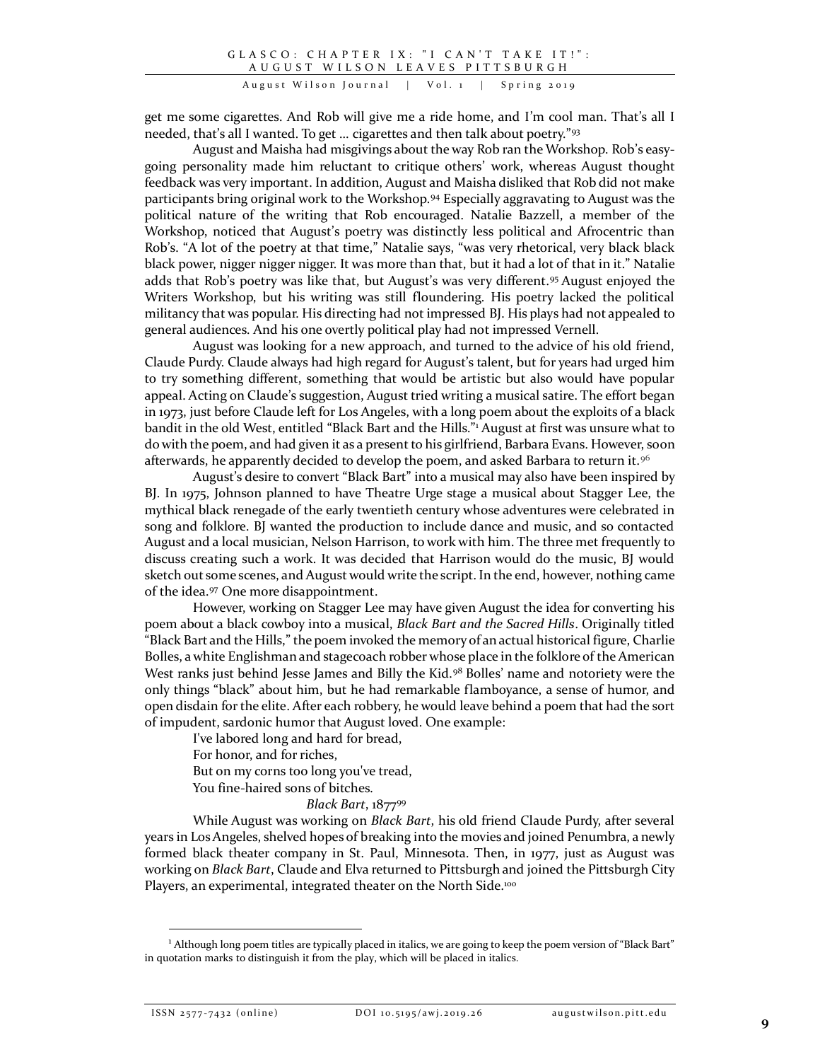get me some cigarettes. And Rob will give me a ride home, and I'm cool man. That's all I needed, that's all I wanted. To get … cigarettes and then talk about poetry."[93]

August and Maisha had misgivings about the way Rob ran the Workshop. Rob's easy-going personality made him reluctant to critique others' work, whereas August thought feedback was very important. In addition, August and Maisha disliked that Rob did not make participants bring original work to the Workshop.[94] Especially aggravating to August was the political nature of the writing that Rob encouraged. Natalie Bazzell, a member of the Workshop, noticed that August's poetry was distinctly less political and Afrocentric than Rob's. "A lot of the poetry at that time," Natalie says, "was very rhetorical, very black black black power, nigger nigger nigger. It was more than that, but it had a lot of that in it." Natalie adds that Rob's poetry was like that, but August's was very different.[95] August enjoyed the Writers Workshop, but his writing was still floundering. His poetry lacked the political militancy that was popular. His directing had not impressed BJ. His plays had not appealed to general audiences. And his one overtly political play had not impressed Vernell.

August was looking for a new approach, and turned to the advice of his old friend, Claude Purdy. Claude always had high regard for August's talent, but for years had urged him to try something different, something that would be artistic but also would have popular appeal. Acting on Claude's suggestion, August tried writing a musical satire. The effort began in 1973, just before Claude left for Los Angeles, with a long poem about the exploits of a black bandit in the old West, entitled "Black Bart and the Hills."[1] August at first was unsure what to do with the poem, and had given it as a present to his girlfriend, Barbara Evans. However, soon afterwards, he apparently decided to develop the poem, and asked Barbara to return it.[96]

August's desire to convert "Black Bart" into a musical may also have been inspired by BJ. In 1975, Johnson planned to have Theatre Urge stage a musical about Stagger Lee, the mythical black renegade of the early twentieth century whose adventures were celebrated in song and folklore. BJ wanted the production to include dance and music, and so contacted August and a local musician, Nelson Harrison, to work with him. The three met frequently to discuss creating such a work. It was decided that Harrison would do the music, BJ would sketch out some scenes, and August would write the script. In the end, however, nothing came of the idea.[97] One more disappointment.

However, working on Stagger Lee may have given August the idea for converting his poem about a black cowboy into a musical, *Black Bart and the Sacred Hills*. Originally titled "Black Bart and the Hills," the poem invoked the memory of an actual historical figure, Charlie Bolles, a white Englishman and stagecoach robber whose place in the folklore of the American West ranks just behind Jesse James and Billy the Kid.[98] Bolles' name and notoriety were the only things "black" about him, but he had remarkable flamboyance, a sense of humor, and open disdain for the elite. After each robbery, he would leave behind a poem that had the sort of impudent, sardonic humor that August loved. One example:

> I've labored long and hard for bread,
> For honor, and for riches,
> But on my corns too long you've tread,
> You fine-haired sons of bitches.
>
> *Black Bart*, 1877[99]

While August was working on *Black Bart*, his old friend Claude Purdy, after several years in Los Angeles, shelved hopes of breaking into the movies and joined Penumbra, a newly formed black theater company in St. Paul, Minnesota. Then, in 1977, just as August was working on *Black Bart*, Claude and Elva returned to Pittsburgh and joined the Pittsburgh City Players, an experimental, integrated theater on the North Side.[100]

---

[1] Although long poem titles are typically placed in italics, we are going to keep the poem version of "Black Bart" in quotation marks to distinguish it from the play, which will be placed in italics.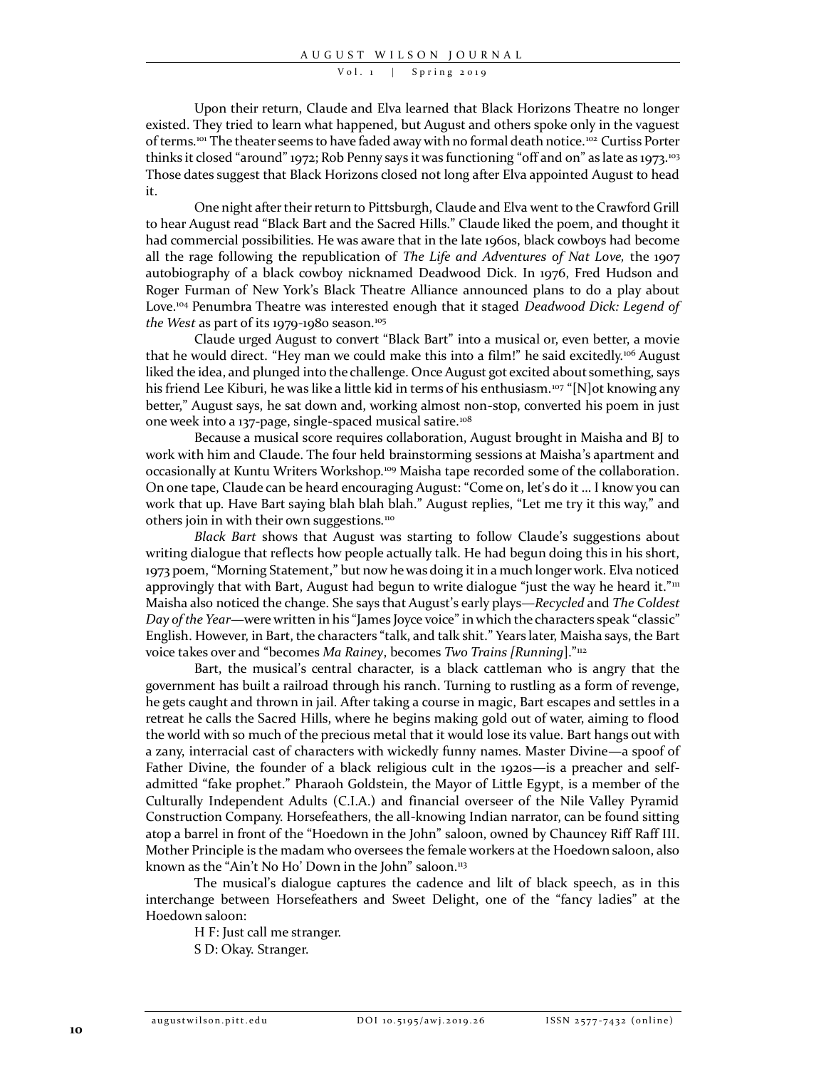Upon their return, Claude and Elva learned that Black Horizons Theatre no longer existed. They tried to learn what happened, but August and others spoke only in the vaguest of terms.[101] The theater seems to have faded away with no formal death notice.[102] Curtiss Porter thinks it closed "around" 1972; Rob Penny says it was functioning "off and on" as late as 1973.[103] Those dates suggest that Black Horizons closed not long after Elva appointed August to head it.

One night after their return to Pittsburgh, Claude and Elva went to the Crawford Grill to hear August read "Black Bart and the Sacred Hills." Claude liked the poem, and thought it had commercial possibilities. He was aware that in the late 1960s, black cowboys had become all the rage following the republication of *The Life and Adventures of Nat Love,* the 1907 autobiography of a black cowboy nicknamed Deadwood Dick. In 1976, Fred Hudson and Roger Furman of New York's Black Theatre Alliance announced plans to do a play about Love.[104] Penumbra Theatre was interested enough that it staged *Deadwood Dick: Legend of the West* as part of its 1979-1980 season.[105]

Claude urged August to convert "Black Bart" into a musical or, even better, a movie that he would direct. "Hey man we could make this into a film!" he said excitedly.[106] August liked the idea, and plunged into the challenge. Once August got excited about something, says his friend Lee Kiburi, he was like a little kid in terms of his enthusiasm.[107] "[N]ot knowing any better," August says, he sat down and, working almost non-stop, converted his poem in just one week into a 137-page, single-spaced musical satire.[108]

Because a musical score requires collaboration, August brought in Maisha and BJ to work with him and Claude. The four held brainstorming sessions at Maisha's apartment and occasionally at Kuntu Writers Workshop.[109] Maisha tape recorded some of the collaboration. On one tape, Claude can be heard encouraging August: "Come on, let's do it … I know you can work that up. Have Bart saying blah blah blah." August replies, "Let me try it this way," and others join in with their own suggestions.[110]

*Black Bart* shows that August was starting to follow Claude's suggestions about writing dialogue that reflects how people actually talk. He had begun doing this in his short, 1973 poem, "Morning Statement," but now he was doing it in a much longer work. Elva noticed approvingly that with Bart, August had begun to write dialogue "just the way he heard it."[111] Maisha also noticed the change. She says that August's early plays—*Recycled* and *The Coldest Day of the Year*—were written in his "James Joyce voice" in which the characters speak "classic" English. However, in Bart, the characters "talk, and talk shit." Years later, Maisha says, the Bart voice takes over and "becomes *Ma Rainey*, becomes *Two Trains [Running]*."[112]

Bart, the musical's central character, is a black cattleman who is angry that the government has built a railroad through his ranch. Turning to rustling as a form of revenge, he gets caught and thrown in jail. After taking a course in magic, Bart escapes and settles in a retreat he calls the Sacred Hills, where he begins making gold out of water, aiming to flood the world with so much of the precious metal that it would lose its value. Bart hangs out with a zany, interracial cast of characters with wickedly funny names. Master Divine—a spoof of Father Divine, the founder of a black religious cult in the 1920s—is a preacher and self-admitted "fake prophet." Pharaoh Goldstein, the Mayor of Little Egypt, is a member of the Culturally Independent Adults (C.I.A.) and financial overseer of the Nile Valley Pyramid Construction Company. Horsefeathers, the all-knowing Indian narrator, can be found sitting atop a barrel in front of the "Hoedown in the John" saloon, owned by Chauncey Riff Raff III. Mother Principle is the madam who oversees the female workers at the Hoedown saloon, also known as the "Ain't No Ho' Down in the John" saloon.[113]

The musical's dialogue captures the cadence and lilt of black speech, as in this interchange between Horsefeathers and Sweet Delight, one of the "fancy ladies" at the Hoedown saloon:

H F: Just call me stranger.

S D: Okay. Stranger.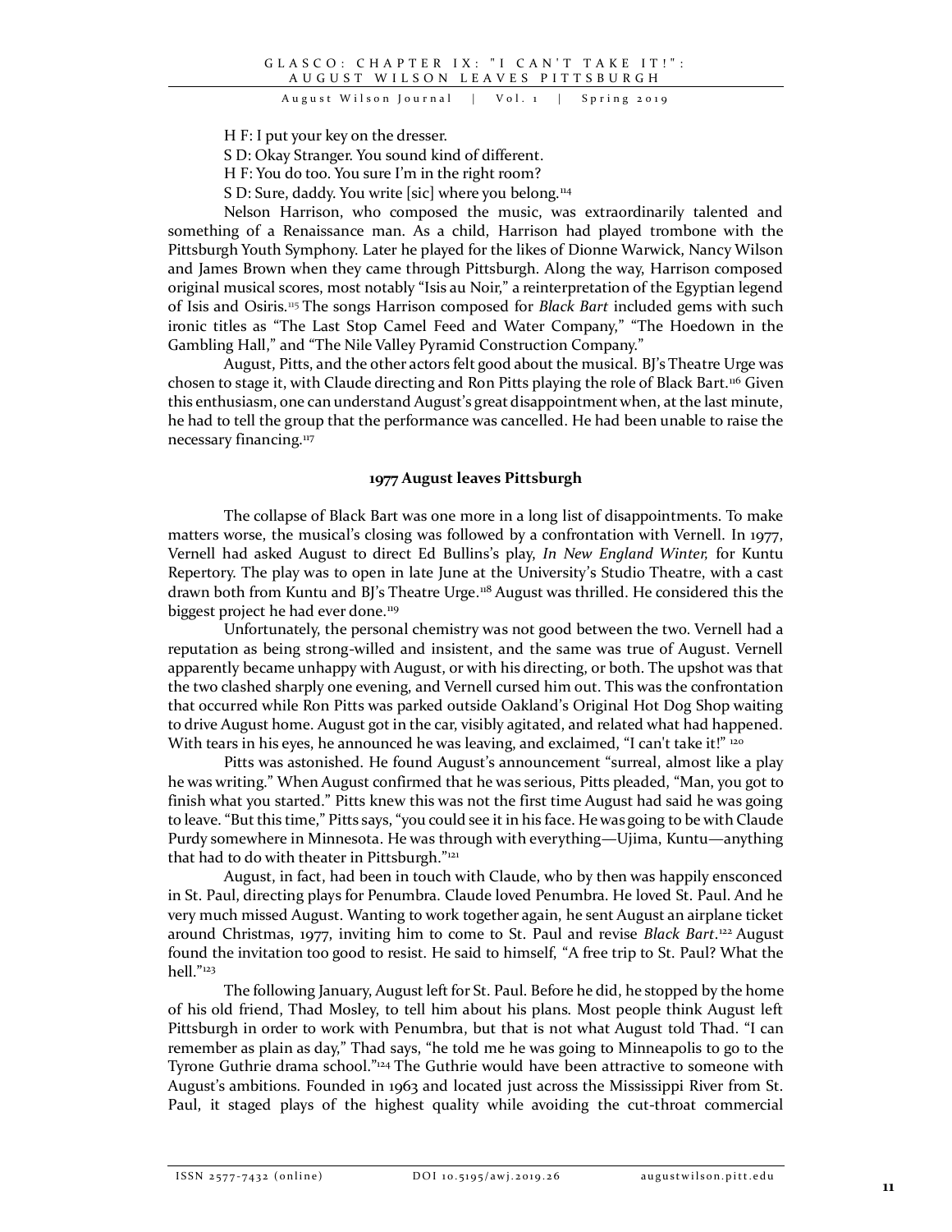H F: I put your key on the dresser.

S D: Okay Stranger. You sound kind of different.

H F: You do too. You sure I'm in the right room?

S D: Sure, daddy. You write [sic] where you belong.[114]

Nelson Harrison, who composed the music, was extraordinarily talented and something of a Renaissance man. As a child, Harrison had played trombone with the Pittsburgh Youth Symphony. Later he played for the likes of Dionne Warwick, Nancy Wilson and James Brown when they came through Pittsburgh. Along the way, Harrison composed original musical scores, most notably "Isis au Noir," a reinterpretation of the Egyptian legend of Isis and Osiris.[115] The songs Harrison composed for *Black Bart* included gems with such ironic titles as "The Last Stop Camel Feed and Water Company," "The Hoedown in the Gambling Hall," and "The Nile Valley Pyramid Construction Company."

August, Pitts, and the other actors felt good about the musical. BJ's Theatre Urge was chosen to stage it, with Claude directing and Ron Pitts playing the role of Black Bart.[116] Given this enthusiasm, one can understand August's great disappointment when, at the last minute, he had to tell the group that the performance was cancelled. He had been unable to raise the necessary financing.[117]

**1977 August leaves Pittsburgh**

The collapse of Black Bart was one more in a long list of disappointments. To make matters worse, the musical's closing was followed by a confrontation with Vernell. In 1977, Vernell had asked August to direct Ed Bullins's play, *In New England Winter,* for Kuntu Repertory. The play was to open in late June at the University's Studio Theatre, with a cast drawn both from Kuntu and BJ's Theatre Urge.[118] August was thrilled. He considered this the biggest project he had ever done.[119]

Unfortunately, the personal chemistry was not good between the two. Vernell had a reputation as being strong-willed and insistent, and the same was true of August. Vernell apparently became unhappy with August, or with his directing, or both. The upshot was that the two clashed sharply one evening, and Vernell cursed him out. This was the confrontation that occurred while Ron Pitts was parked outside Oakland's Original Hot Dog Shop waiting to drive August home. August got in the car, visibly agitated, and related what had happened. With tears in his eyes, he announced he was leaving, and exclaimed, "I can't take it!" [120]

Pitts was astonished. He found August's announcement "surreal, almost like a play he was writing." When August confirmed that he was serious, Pitts pleaded, "Man, you got to finish what you started." Pitts knew this was not the first time August had said he was going to leave. "But this time," Pitts says, "you could see it in his face. He was going to be with Claude Purdy somewhere in Minnesota. He was through with everything—Ujima, Kuntu—anything that had to do with theater in Pittsburgh."[121]

August, in fact, had been in touch with Claude, who by then was happily ensconced in St. Paul, directing plays for Penumbra. Claude loved Penumbra. He loved St. Paul. And he very much missed August. Wanting to work together again, he sent August an airplane ticket around Christmas, 1977, inviting him to come to St. Paul and revise *Black Bart*.[122] August found the invitation too good to resist. He said to himself, "A free trip to St. Paul? What the hell."[123]

The following January, August left for St. Paul. Before he did, he stopped by the home of his old friend, Thad Mosley, to tell him about his plans. Most people think August left Pittsburgh in order to work with Penumbra, but that is not what August told Thad. "I can remember as plain as day," Thad says, "he told me he was going to Minneapolis to go to the Tyrone Guthrie drama school."[124] The Guthrie would have been attractive to someone with August's ambitions. Founded in 1963 and located just across the Mississippi River from St. Paul, it staged plays of the highest quality while avoiding the cut-throat commercial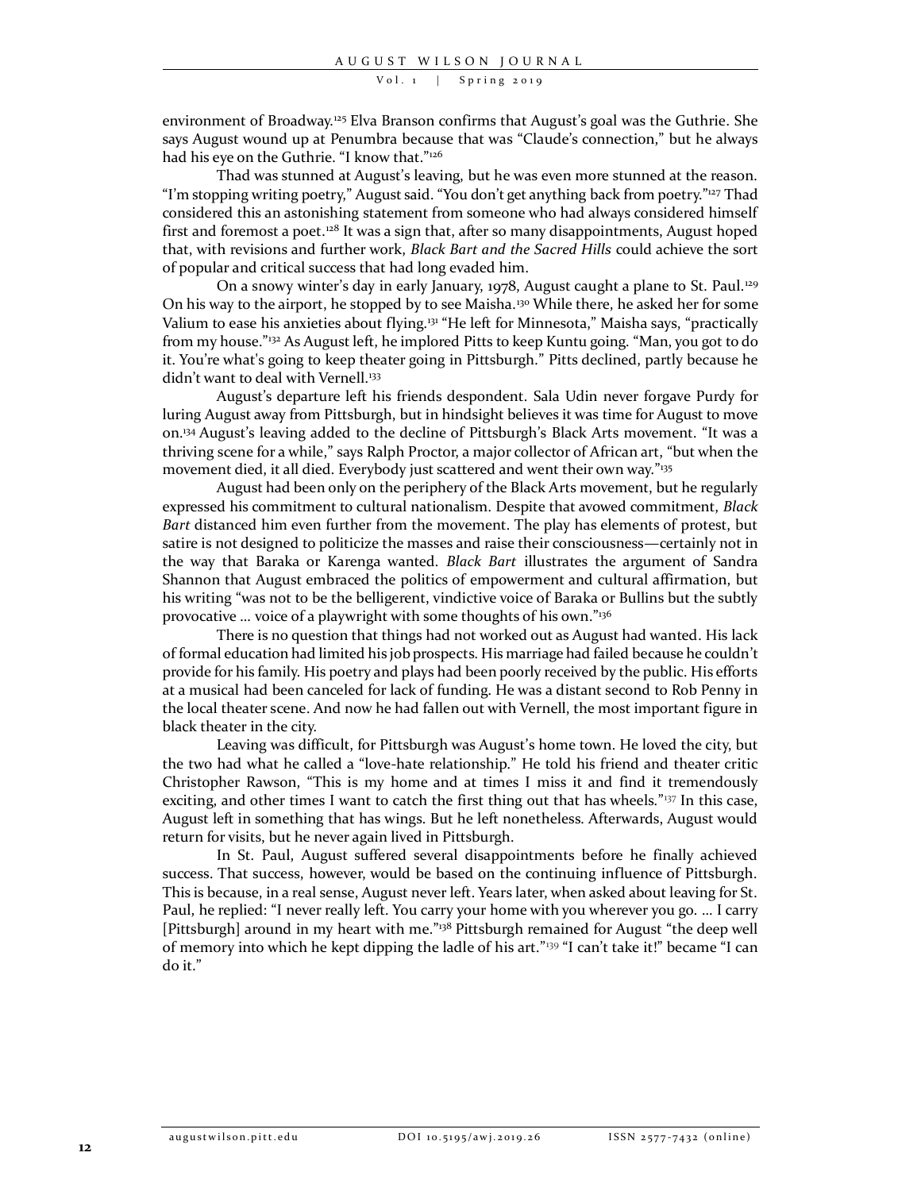environment of Broadway.[125] Elva Branson confirms that August's goal was the Guthrie. She says August wound up at Penumbra because that was "Claude's connection," but he always had his eye on the Guthrie. "I know that."[126]

Thad was stunned at August's leaving, but he was even more stunned at the reason. "I'm stopping writing poetry," August said. "You don't get anything back from poetry."[127] Thad considered this an astonishing statement from someone who had always considered himself first and foremost a poet.[128] It was a sign that, after so many disappointments, August hoped that, with revisions and further work, *Black Bart and the Sacred Hills* could achieve the sort of popular and critical success that had long evaded him.

On a snowy winter's day in early January, 1978, August caught a plane to St. Paul.[129] On his way to the airport, he stopped by to see Maisha.[130] While there, he asked her for some Valium to ease his anxieties about flying.[131] "He left for Minnesota," Maisha says, "practically from my house."[132] As August left, he implored Pitts to keep Kuntu going. "Man, you got to do it. You're what's going to keep theater going in Pittsburgh." Pitts declined, partly because he didn't want to deal with Vernell.[133]

August's departure left his friends despondent. Sala Udin never forgave Purdy for luring August away from Pittsburgh, but in hindsight believes it was time for August to move on.[134] August's leaving added to the decline of Pittsburgh's Black Arts movement. "It was a thriving scene for a while," says Ralph Proctor, a major collector of African art, "but when the movement died, it all died. Everybody just scattered and went their own way."[135]

August had been only on the periphery of the Black Arts movement, but he regularly expressed his commitment to cultural nationalism. Despite that avowed commitment, *Black Bart* distanced him even further from the movement. The play has elements of protest, but satire is not designed to politicize the masses and raise their consciousness—certainly not in the way that Baraka or Karenga wanted. *Black Bart* illustrates the argument of Sandra Shannon that August embraced the politics of empowerment and cultural affirmation, but his writing "was not to be the belligerent, vindictive voice of Baraka or Bullins but the subtly provocative … voice of a playwright with some thoughts of his own."[136]

There is no question that things had not worked out as August had wanted. His lack of formal education had limited his job prospects. His marriage had failed because he couldn't provide for his family. His poetry and plays had been poorly received by the public. His efforts at a musical had been canceled for lack of funding. He was a distant second to Rob Penny in the local theater scene. And now he had fallen out with Vernell, the most important figure in black theater in the city.

Leaving was difficult, for Pittsburgh was August's home town. He loved the city, but the two had what he called a "love-hate relationship." He told his friend and theater critic Christopher Rawson, "This is my home and at times I miss it and find it tremendously exciting, and other times I want to catch the first thing out that has wheels."[137] In this case, August left in something that has wings. But he left nonetheless. Afterwards, August would return for visits, but he never again lived in Pittsburgh.

In St. Paul, August suffered several disappointments before he finally achieved success. That success, however, would be based on the continuing influence of Pittsburgh. This is because, in a real sense, August never left. Years later, when asked about leaving for St. Paul, he replied: "I never really left. You carry your home with you wherever you go. … I carry [Pittsburgh] around in my heart with me."[138] Pittsburgh remained for August "the deep well of memory into which he kept dipping the ladle of his art."[139] "I can't take it!" became "I can do it."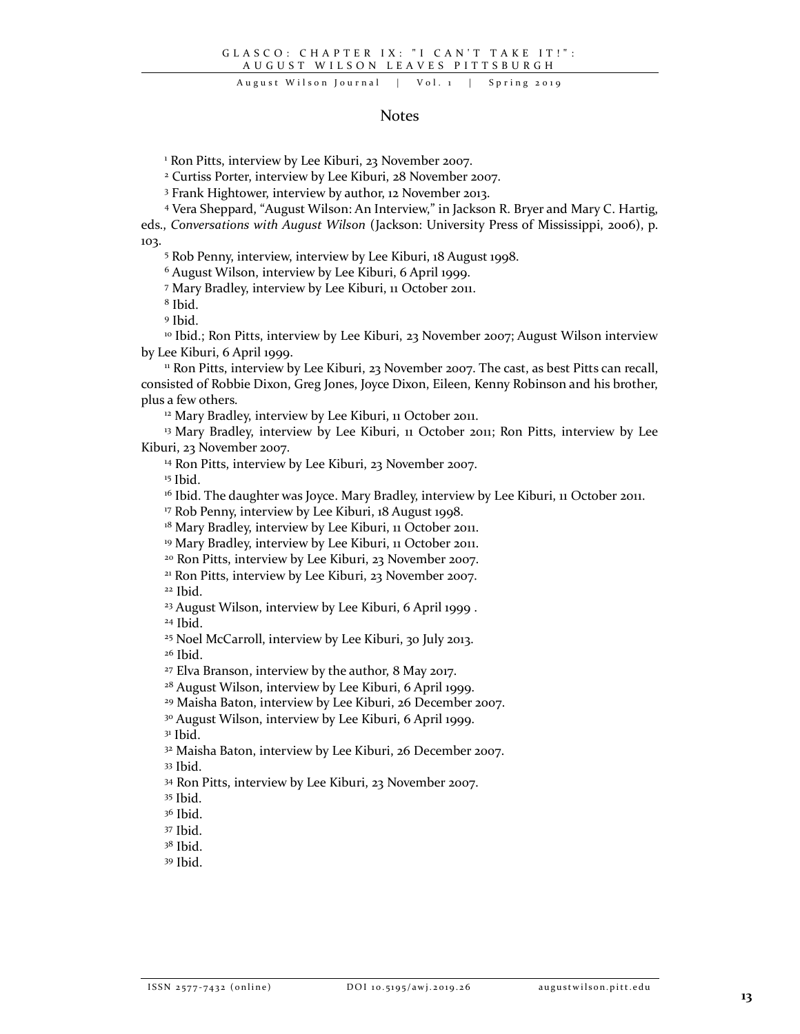## Notes

[1] Ron Pitts, interview by Lee Kiburi, 23 November 2007.

[2] Curtiss Porter, interview by Lee Kiburi, 28 November 2007.

[3] Frank Hightower, interview by author, 12 November 2013.

[4] Vera Sheppard, "August Wilson: An Interview," in Jackson R. Bryer and Mary C. Hartig, eds., *Conversations with August Wilson* (Jackson: University Press of Mississippi, 2006), p. 103.

[5] Rob Penny, interview, interview by Lee Kiburi, 18 August 1998.

[6] August Wilson, interview by Lee Kiburi, 6 April 1999.

[7] Mary Bradley, interview by Lee Kiburi, 11 October 2011.

[8] Ibid.

[9] Ibid.

[10] Ibid.; Ron Pitts, interview by Lee Kiburi, 23 November 2007; August Wilson interview by Lee Kiburi, 6 April 1999.

[11] Ron Pitts, interview by Lee Kiburi, 23 November 2007. The cast, as best Pitts can recall, consisted of Robbie Dixon, Greg Jones, Joyce Dixon, Eileen, Kenny Robinson and his brother, plus a few others.

[12] Mary Bradley, interview by Lee Kiburi, 11 October 2011.

[13] Mary Bradley, interview by Lee Kiburi, 11 October 2011; Ron Pitts, interview by Lee Kiburi, 23 November 2007.

[14] Ron Pitts, interview by Lee Kiburi, 23 November 2007.

[15] Ibid.

[16] Ibid. The daughter was Joyce. Mary Bradley, interview by Lee Kiburi, 11 October 2011.

[17] Rob Penny, interview by Lee Kiburi, 18 August 1998.

[18] Mary Bradley, interview by Lee Kiburi, 11 October 2011.

[19] Mary Bradley, interview by Lee Kiburi, 11 October 2011.

[20] Ron Pitts, interview by Lee Kiburi, 23 November 2007.

[21] Ron Pitts, interview by Lee Kiburi, 23 November 2007.

[22] Ibid.

[23] August Wilson, interview by Lee Kiburi, 6 April 1999 .

[24] Ibid.

[25] Noel McCarroll, interview by Lee Kiburi, 30 July 2013.

[26] Ibid.

[27] Elva Branson, interview by the author, 8 May 2017.

[28] August Wilson, interview by Lee Kiburi, 6 April 1999.

[29] Maisha Baton, interview by Lee Kiburi, 26 December 2007.

[30] August Wilson, interview by Lee Kiburi, 6 April 1999.

[31] Ibid.

[32] Maisha Baton, interview by Lee Kiburi, 26 December 2007.

[33] Ibid.

[34] Ron Pitts, interview by Lee Kiburi, 23 November 2007.

[35] Ibid.

[36] Ibid.

[37] Ibid.

[38] Ibid.

[39] Ibid.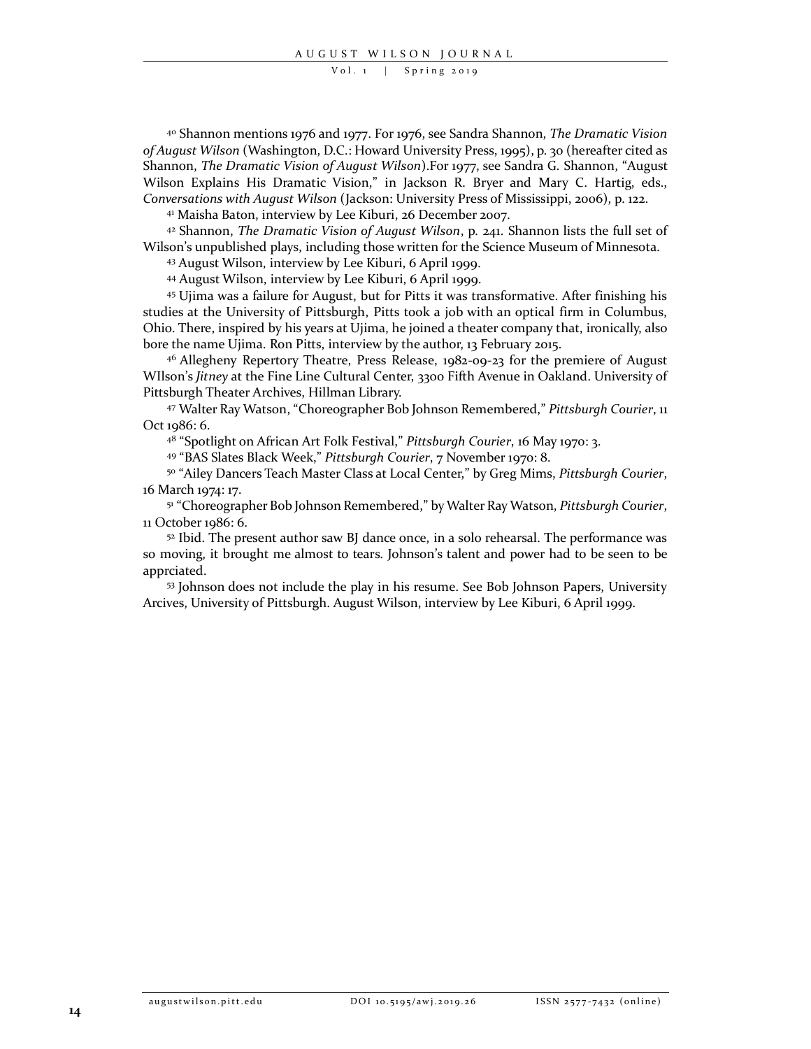[40] Shannon mentions 1976 and 1977. For 1976, see Sandra Shannon, *The Dramatic Vision of August Wilson* (Washington, D.C.: Howard University Press, 1995), p. 30 (hereafter cited as Shannon, *The Dramatic Vision of August Wilson*).For 1977, see Sandra G. Shannon, "August Wilson Explains His Dramatic Vision," in Jackson R. Bryer and Mary C. Hartig, eds., *Conversations with August Wilson* (Jackson: University Press of Mississippi, 2006), p. 122.

[41] Maisha Baton, interview by Lee Kiburi, 26 December 2007.

[42] Shannon, *The Dramatic Vision of August Wilson*, p. 241. Shannon lists the full set of Wilson's unpublished plays, including those written for the Science Museum of Minnesota.

[43] August Wilson, interview by Lee Kiburi, 6 April 1999.

[44] August Wilson, interview by Lee Kiburi, 6 April 1999.

[45] Ujima was a failure for August, but for Pitts it was transformative. After finishing his studies at the University of Pittsburgh, Pitts took a job with an optical firm in Columbus, Ohio. There, inspired by his years at Ujima, he joined a theater company that, ironically, also bore the name Ujima. Ron Pitts, interview by the author, 13 February 2015.

[46] Allegheny Repertory Theatre, Press Release, 1982-09-23 for the premiere of August WIlson's *Jitney* at the Fine Line Cultural Center, 3300 Fifth Avenue in Oakland. University of Pittsburgh Theater Archives, Hillman Library.

[47] Walter Ray Watson, "Choreographer Bob Johnson Remembered," *Pittsburgh Courier*, 11 Oct 1986: 6.

[48] "Spotlight on African Art Folk Festival," *Pittsburgh Courier*, 16 May 1970: 3.

[49] "BAS Slates Black Week," *Pittsburgh Courier*, 7 November 1970: 8.

[50] "Ailey Dancers Teach Master Class at Local Center," by Greg Mims, *Pittsburgh Courier*, 16 March 1974: 17.

[51] "Choreographer Bob Johnson Remembered," by Walter Ray Watson, *Pittsburgh Courier*, 11 October 1986: 6.

[52] Ibid. The present author saw BJ dance once, in a solo rehearsal. The performance was so moving, it brought me almost to tears. Johnson's talent and power had to be seen to be apprciated.

[53] Johnson does not include the play in his resume. See Bob Johnson Papers, University Arcives, University of Pittsburgh. August Wilson, interview by Lee Kiburi, 6 April 1999.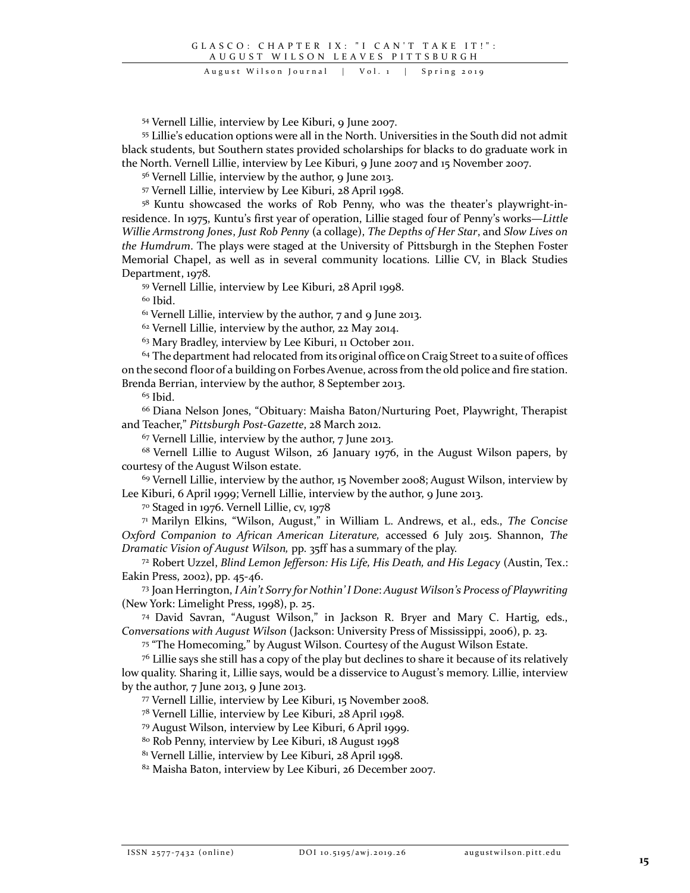[54] Vernell Lillie, interview by Lee Kiburi, 9 June 2007.

[55] Lillie's education options were all in the North. Universities in the South did not admit black students, but Southern states provided scholarships for blacks to do graduate work in the North. Vernell Lillie, interview by Lee Kiburi, 9 June 2007 and 15 November 2007.

[56] Vernell Lillie, interview by the author, 9 June 2013.

[57] Vernell Lillie, interview by Lee Kiburi, 28 April 1998.

[58] Kuntu showcased the works of Rob Penny, who was the theater's playwright-in-residence. In 1975, Kuntu's first year of operation, Lillie staged four of Penny's works—*Little Willie Armstrong Jones*, *Just Rob Penny* (a collage), *The Depths of Her Star*, and *Slow Lives on the Humdrum*. The plays were staged at the University of Pittsburgh in the Stephen Foster Memorial Chapel, as well as in several community locations. Lillie CV, in Black Studies Department, 1978.

[59] Vernell Lillie, interview by Lee Kiburi, 28 April 1998.

[60] Ibid.

[61] Vernell Lillie, interview by the author, 7 and 9 June 2013.

[62] Vernell Lillie, interview by the author, 22 May 2014.

[63] Mary Bradley, interview by Lee Kiburi, 11 October 2011.

[64] The department had relocated from its original office on Craig Street to a suite of offices on the second floor of a building on Forbes Avenue, across from the old police and fire station. Brenda Berrian, interview by the author, 8 September 2013.

[65] Ibid.

[66] Diana Nelson Jones, "Obituary: Maisha Baton/Nurturing Poet, Playwright, Therapist and Teacher," *Pittsburgh Post-Gazette*, 28 March 2012.

[67] Vernell Lillie, interview by the author, 7 June 2013.

[68] Vernell Lillie to August Wilson, 26 January 1976, in the August Wilson papers, by courtesy of the August Wilson estate.

[69] Vernell Lillie, interview by the author, 15 November 2008; August Wilson, interview by Lee Kiburi, 6 April 1999; Vernell Lillie, interview by the author, 9 June 2013.

[70] Staged in 1976. Vernell Lillie, cv, 1978

[71] Marilyn Elkins, "Wilson, August," in William L. Andrews, et al., eds., *The Concise Oxford Companion to African American Literature,* accessed 6 July 2015. Shannon, *The Dramatic Vision of August Wilson,* pp. 35ff has a summary of the play.

[72] Robert Uzzel, *Blind Lemon Jefferson: His Life, His Death, and His Legacy* (Austin, Tex.: Eakin Press, 2002), pp. 45-46.

[73] Joan Herrington, *I Ain't Sorry for Nothin' I Done*: *August Wilson's Process of Playwriting* (New York: Limelight Press, 1998), p. 25.

[74] David Savran, "August Wilson," in Jackson R. Bryer and Mary C. Hartig, eds., *Conversations with August Wilson* (Jackson: University Press of Mississippi, 2006), p. 23.

[75] "The Homecoming," by August Wilson. Courtesy of the August Wilson Estate.

[76] Lillie says she still has a copy of the play but declines to share it because of its relatively low quality. Sharing it, Lillie says, would be a disservice to August's memory. Lillie, interview by the author, 7 June 2013, 9 June 2013.

[77] Vernell Lillie, interview by Lee Kiburi, 15 November 2008.

[78] Vernell Lillie, interview by Lee Kiburi, 28 April 1998.

[79] August Wilson, interview by Lee Kiburi, 6 April 1999.

[80] Rob Penny, interview by Lee Kiburi, 18 August 1998

[81] Vernell Lillie, interview by Lee Kiburi, 28 April 1998.

[82] Maisha Baton, interview by Lee Kiburi, 26 December 2007.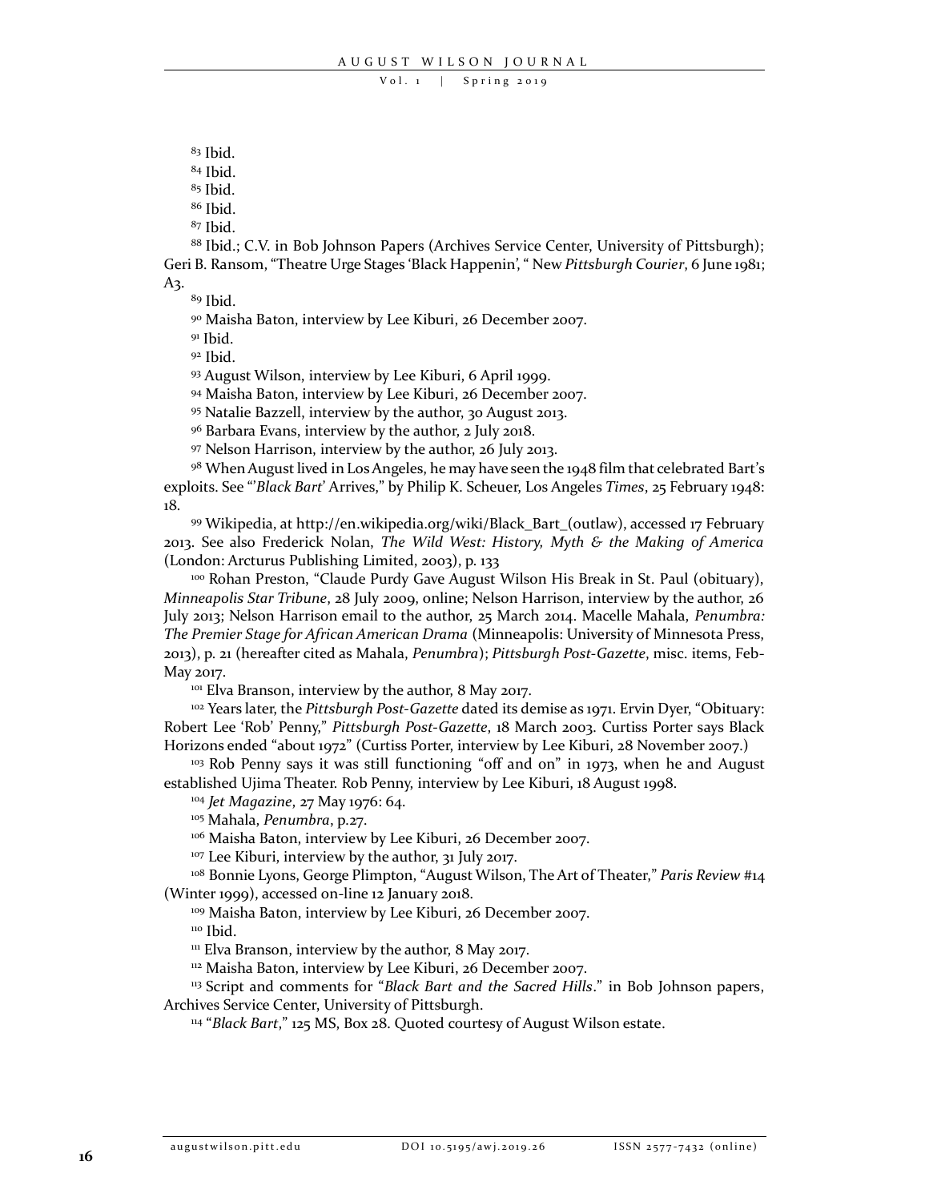[83] Ibid.

[84] Ibid.

[85] Ibid.

[86] Ibid.

[87] Ibid.

[88] Ibid.; C.V. in Bob Johnson Papers (Archives Service Center, University of Pittsburgh); Geri B. Ransom, "Theatre Urge Stages 'Black Happenin'," New *Pittsburgh Courier*, 6 June 1981; A3.

[89] Ibid.

[90] Maisha Baton, interview by Lee Kiburi, 26 December 2007.

[91] Ibid.

[92] Ibid.

[93] August Wilson, interview by Lee Kiburi, 6 April 1999.

[94] Maisha Baton, interview by Lee Kiburi, 26 December 2007.

[95] Natalie Bazzell, interview by the author, 30 August 2013.

[96] Barbara Evans, interview by the author, 2 July 2018.

[97] Nelson Harrison, interview by the author, 26 July 2013.

[98] When August lived in Los Angeles, he may have seen the 1948 film that celebrated Bart's exploits. See "'*Black Bart*' Arrives," by Philip K. Scheuer, Los Angeles *Times*, 25 February 1948: 18.

[99] Wikipedia, at http://en.wikipedia.org/wiki/Black_Bart_(outlaw), accessed 17 February 2013. See also Frederick Nolan, *The Wild West: History, Myth & the Making of America* (London: Arcturus Publishing Limited, 2003), p. 133

[100] Rohan Preston, "Claude Purdy Gave August Wilson His Break in St. Paul (obituary), *Minneapolis Star Tribune*, 28 July 2009, online; Nelson Harrison, interview by the author, 26 July 2013; Nelson Harrison email to the author, 25 March 2014. Macelle Mahala, *Penumbra: The Premier Stage for African American Drama* (Minneapolis: University of Minnesota Press, 2013), p. 21 (hereafter cited as Mahala, *Penumbra*); *Pittsburgh Post-Gazette*, misc. items, Feb-May 2017.

[101] Elva Branson, interview by the author, 8 May 2017.

[102] Years later, the *Pittsburgh Post-Gazette* dated its demise as 1971. Ervin Dyer, "Obituary: Robert Lee 'Rob' Penny," *Pittsburgh Post-Gazette*, 18 March 2003. Curtiss Porter says Black Horizons ended "about 1972" (Curtiss Porter, interview by Lee Kiburi, 28 November 2007.)

[103] Rob Penny says it was still functioning "off and on" in 1973, when he and August established Ujima Theater. Rob Penny, interview by Lee Kiburi, 18 August 1998.

[104] *Jet Magazine*, 27 May 1976: 64.

[105] Mahala, *Penumbra*, p.27.

[106] Maisha Baton, interview by Lee Kiburi, 26 December 2007.

[107] Lee Kiburi, interview by the author, 31 July 2017.

[108] Bonnie Lyons, George Plimpton, "August Wilson, The Art of Theater," *Paris Review* #14 (Winter 1999), accessed on-line 12 January 2018.

[109] Maisha Baton, interview by Lee Kiburi, 26 December 2007.

[110] Ibid.

[111] Elva Branson, interview by the author, 8 May 2017.

[112] Maisha Baton, interview by Lee Kiburi, 26 December 2007.

[113] Script and comments for "*Black Bart and the Sacred Hills*." in Bob Johnson papers, Archives Service Center, University of Pittsburgh.

[114] "*Black Bart*," 125 MS, Box 28. Quoted courtesy of August Wilson estate.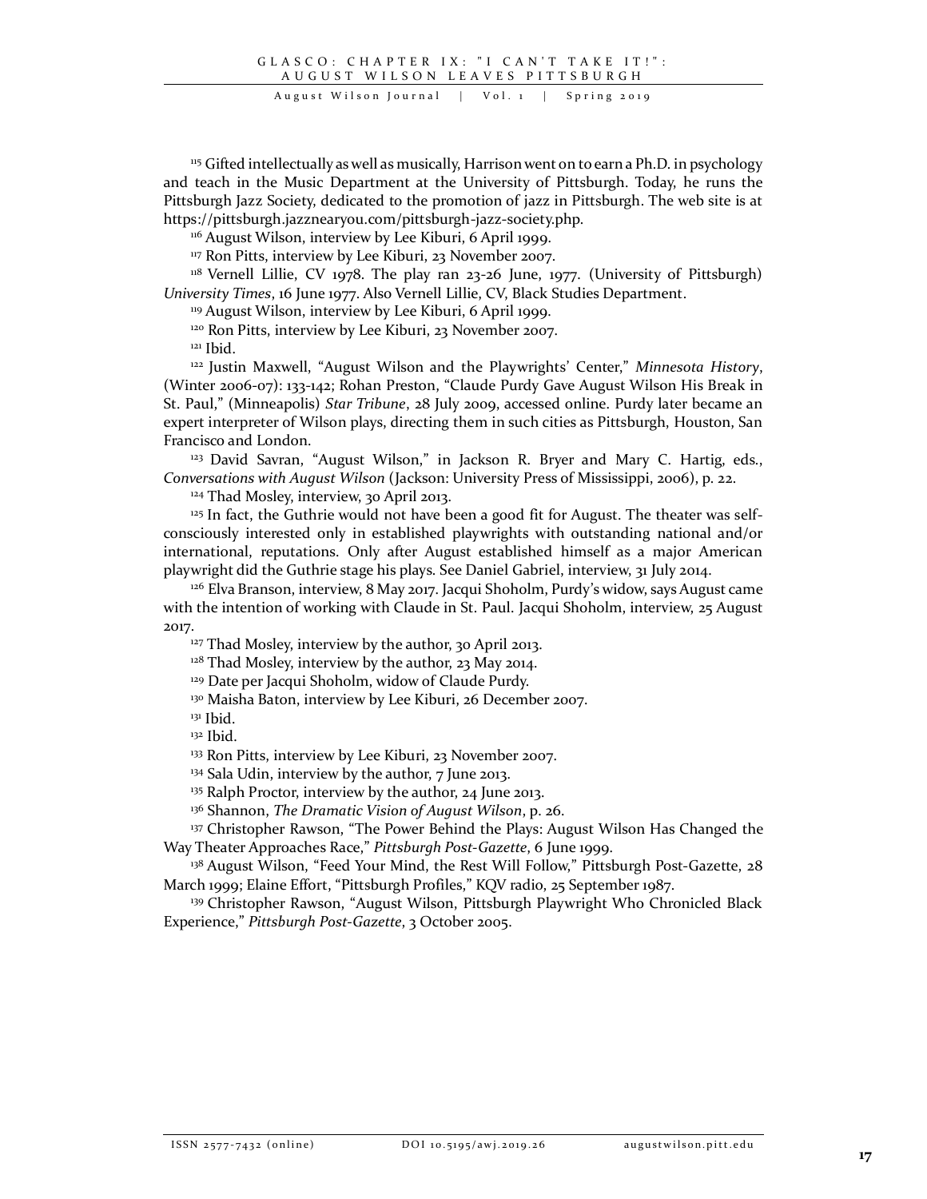[115] Gifted intellectually as well as musically, Harrison went on to earn a Ph.D. in psychology and teach in the Music Department at the University of Pittsburgh. Today, he runs the Pittsburgh Jazz Society, dedicated to the promotion of jazz in Pittsburgh. The web site is at https://pittsburgh.jazznearyou.com/pittsburgh-jazz-society.php.

[116] August Wilson, interview by Lee Kiburi, 6 April 1999.

[117] Ron Pitts, interview by Lee Kiburi, 23 November 2007.

[118] Vernell Lillie, CV 1978. The play ran 23-26 June, 1977. (University of Pittsburgh) *University Times*, 16 June 1977. Also Vernell Lillie, CV, Black Studies Department.

[119] August Wilson, interview by Lee Kiburi, 6 April 1999.

[120] Ron Pitts, interview by Lee Kiburi, 23 November 2007.

[121] Ibid.

[122] Justin Maxwell, "August Wilson and the Playwrights' Center," *Minnesota History*, (Winter 2006-07): 133-142; Rohan Preston, "Claude Purdy Gave August Wilson His Break in St. Paul," (Minneapolis) *Star Tribune*, 28 July 2009, accessed online. Purdy later became an expert interpreter of Wilson plays, directing them in such cities as Pittsburgh, Houston, San Francisco and London.

[123] David Savran, "August Wilson," in Jackson R. Bryer and Mary C. Hartig, eds., *Conversations with August Wilson* (Jackson: University Press of Mississippi, 2006), p. 22.

[124] Thad Mosley, interview, 30 April 2013.

[125] In fact, the Guthrie would not have been a good fit for August. The theater was self-consciously interested only in established playwrights with outstanding national and/or international, reputations. Only after August established himself as a major American playwright did the Guthrie stage his plays. See Daniel Gabriel, interview, 31 July 2014.

[126] Elva Branson, interview, 8 May 2017. Jacqui Shoholm, Purdy's widow, says August came with the intention of working with Claude in St. Paul. Jacqui Shoholm, interview, 25 August 2017.

[127] Thad Mosley, interview by the author, 30 April 2013.

[128] Thad Mosley, interview by the author, 23 May 2014.

[129] Date per Jacqui Shoholm, widow of Claude Purdy.

[130] Maisha Baton, interview by Lee Kiburi, 26 December 2007.

[131] Ibid.

[132] Ibid.

[133] Ron Pitts, interview by Lee Kiburi, 23 November 2007.

[134] Sala Udin, interview by the author, 7 June 2013.

[135] Ralph Proctor, interview by the author, 24 June 2013.

[136] Shannon, *The Dramatic Vision of August Wilson*, p. 26.

[137] Christopher Rawson, "The Power Behind the Plays: August Wilson Has Changed the Way Theater Approaches Race," *Pittsburgh Post-Gazette*, 6 June 1999.

[138] August Wilson, "Feed Your Mind, the Rest Will Follow," Pittsburgh Post-Gazette, 28 March 1999; Elaine Effort, "Pittsburgh Profiles," KQV radio, 25 September 1987.

[139] Christopher Rawson, "August Wilson, Pittsburgh Playwright Who Chronicled Black Experience," *Pittsburgh Post-Gazette*, 3 October 2005.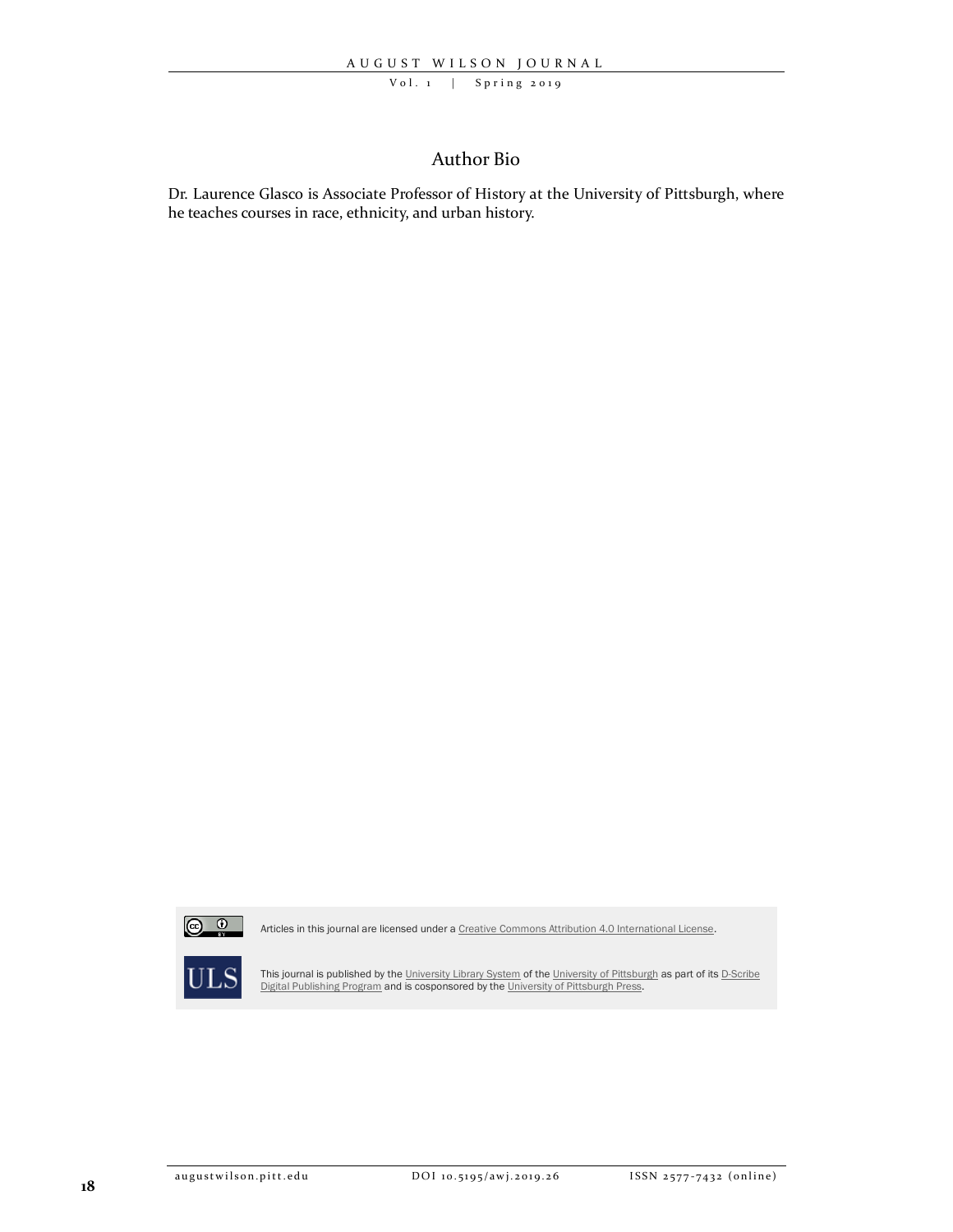## Author Bio

Dr. Laurence Glasco is Associate Professor of History at the University of Pittsburgh, where he teaches courses in race, ethnicity, and urban history.

Articles in this journal are licensed under a Creative Commons Attribution 4.0 International License.

This journal is published by the University Library System of the University of Pittsburgh as part of its D-Scribe Digital Publishing Program and is cosponsored by the University of Pittsburgh Press.